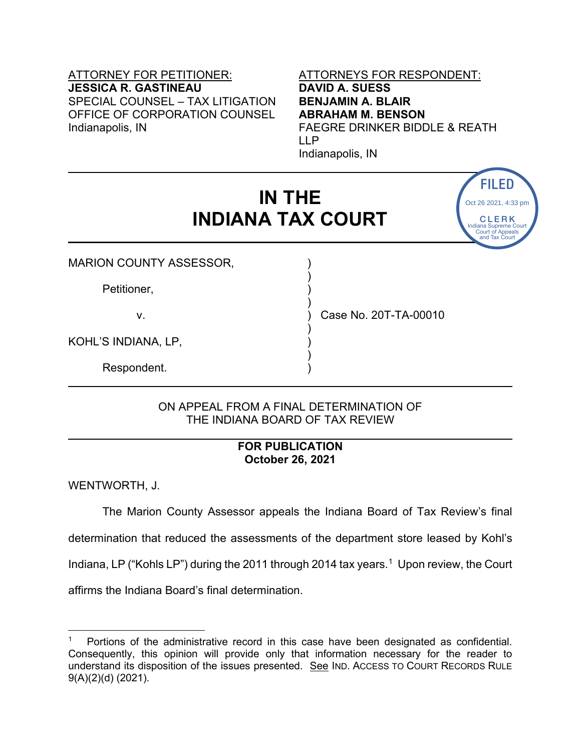ATTORNEY FOR PETITIONER:
**JESSICA R. GASTINEAU**
SPECIAL COUNSEL – TAX LITIGATION
OFFICE OF CORPORATION COUNSEL
Indianapolis, IN

ATTORNEYS FOR RESPONDENT:
**DAVID A. SUESS**
**BENJAMIN A. BLAIR**
**ABRAHAM M. BENSON**
FAEGRE DRINKER BIDDLE & REATH LLP
Indianapolis, IN

FILED
Oct 26 2021, 4:33 pm
CLERK
Indiana Supreme Court
Court of Appeals
and Tax Court

# IN THE INDIANA TAX COURT

MARION COUNTY ASSESSOR,

Petitioner,

v.

KOHL'S INDIANA, LP,

Respondent.

Case No. 20T-TA-00010

ON APPEAL FROM A FINAL DETERMINATION OF
THE INDIANA BOARD OF TAX REVIEW

**FOR PUBLICATION**
**October 26, 2021**

WENTWORTH, J.

The Marion County Assessor appeals the Indiana Board of Tax Review's final determination that reduced the assessments of the department store leased by Kohl's Indiana, LP ("Kohls LP") during the 2011 through 2014 tax years.[1] Upon review, the Court affirms the Indiana Board's final determination.

---

[1] Portions of the administrative record in this case have been designated as confidential. Consequently, this opinion will provide only that information necessary for the reader to understand its disposition of the issues presented. See IND. ACCESS TO COURT RECORDS RULE 9(A)(2)(d) (2021).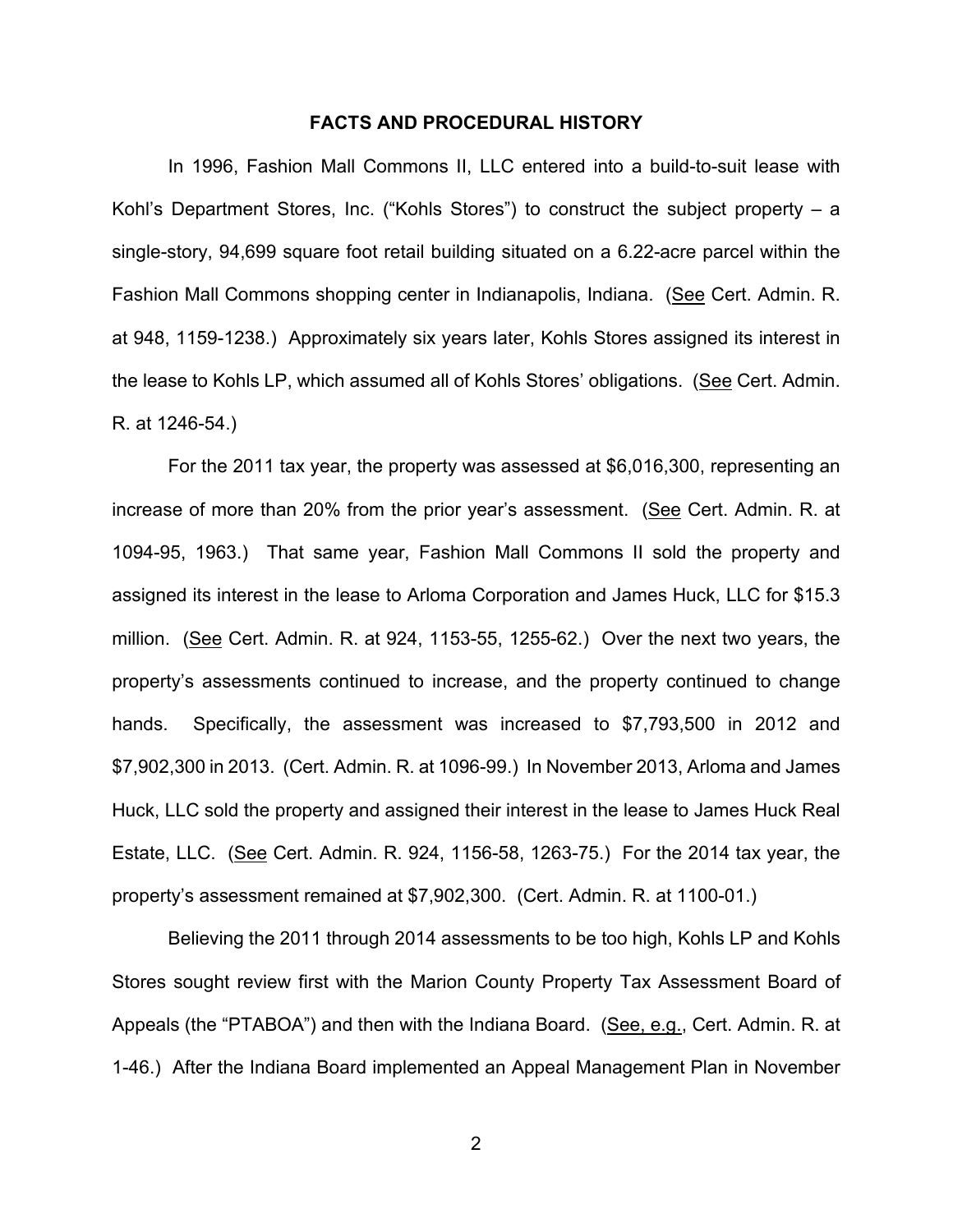## FACTS AND PROCEDURAL HISTORY

In 1996, Fashion Mall Commons II, LLC entered into a build-to-suit lease with Kohl's Department Stores, Inc. ("Kohls Stores") to construct the subject property – a single-story, 94,699 square foot retail building situated on a 6.22-acre parcel within the Fashion Mall Commons shopping center in Indianapolis, Indiana. (See Cert. Admin. R. at 948, 1159-1238.) Approximately six years later, Kohls Stores assigned its interest in the lease to Kohls LP, which assumed all of Kohls Stores' obligations. (See Cert. Admin. R. at 1246-54.)

For the 2011 tax year, the property was assessed at $6,016,300, representing an increase of more than 20% from the prior year's assessment. (See Cert. Admin. R. at 1094-95, 1963.) That same year, Fashion Mall Commons II sold the property and assigned its interest in the lease to Arloma Corporation and James Huck, LLC for $15.3 million. (See Cert. Admin. R. at 924, 1153-55, 1255-62.) Over the next two years, the property's assessments continued to increase, and the property continued to change hands. Specifically, the assessment was increased to $7,793,500 in 2012 and $7,902,300 in 2013. (Cert. Admin. R. at 1096-99.) In November 2013, Arloma and James Huck, LLC sold the property and assigned their interest in the lease to James Huck Real Estate, LLC. (See Cert. Admin. R. 924, 1156-58, 1263-75.) For the 2014 tax year, the property's assessment remained at $7,902,300. (Cert. Admin. R. at 1100-01.)

Believing the 2011 through 2014 assessments to be too high, Kohls LP and Kohls Stores sought review first with the Marion County Property Tax Assessment Board of Appeals (the "PTABOA") and then with the Indiana Board. (See, e.g., Cert. Admin. R. at 1-46.) After the Indiana Board implemented an Appeal Management Plan in November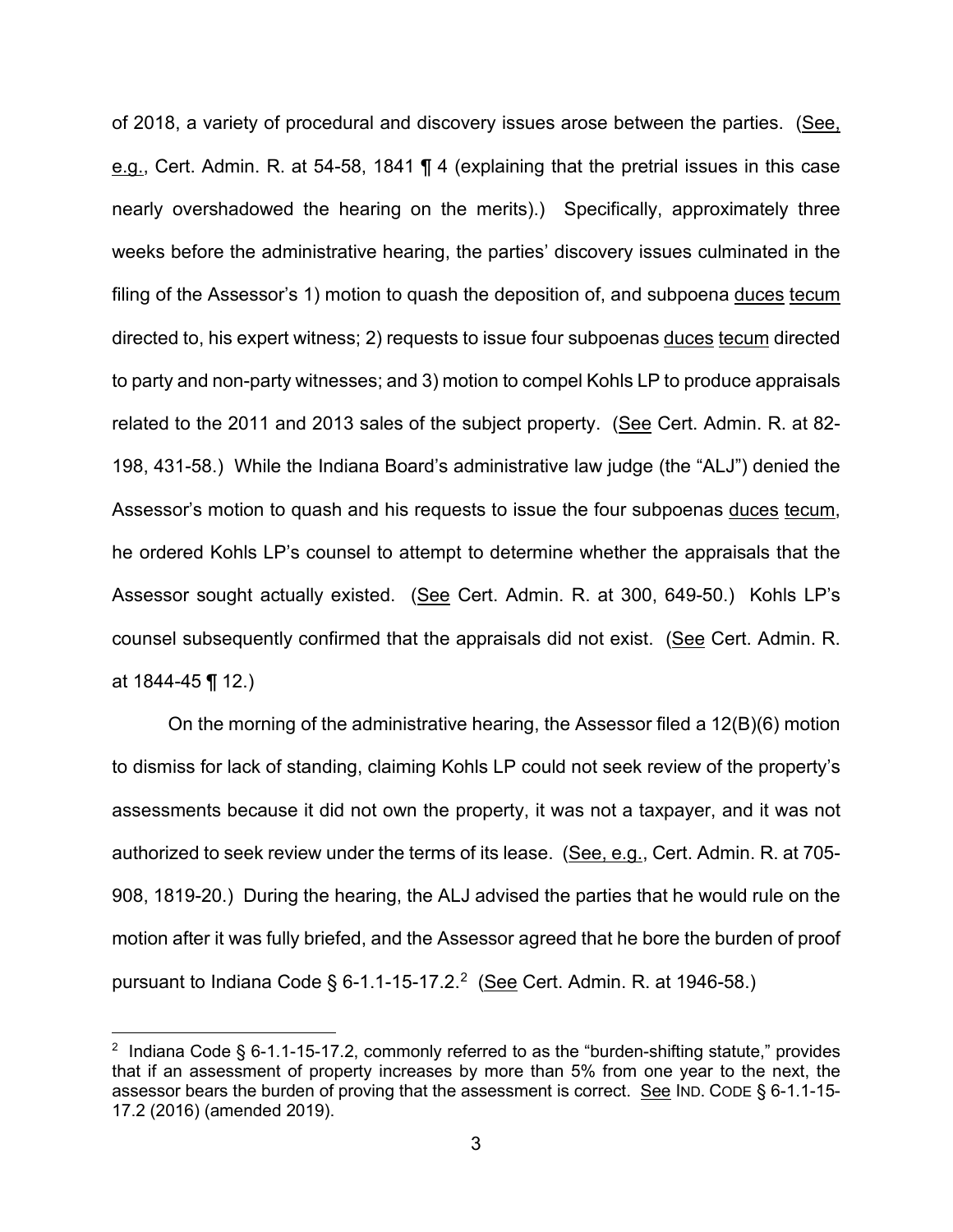of 2018, a variety of procedural and discovery issues arose between the parties. (See, e.g., Cert. Admin. R. at 54-58, 1841 ¶ 4 (explaining that the pretrial issues in this case nearly overshadowed the hearing on the merits).) Specifically, approximately three weeks before the administrative hearing, the parties' discovery issues culminated in the filing of the Assessor's 1) motion to quash the deposition of, and subpoena duces tecum directed to, his expert witness; 2) requests to issue four subpoenas duces tecum directed to party and non-party witnesses; and 3) motion to compel Kohls LP to produce appraisals related to the 2011 and 2013 sales of the subject property. (See Cert. Admin. R. at 82-198, 431-58.) While the Indiana Board's administrative law judge (the "ALJ") denied the Assessor's motion to quash and his requests to issue the four subpoenas duces tecum, he ordered Kohls LP's counsel to attempt to determine whether the appraisals that the Assessor sought actually existed. (See Cert. Admin. R. at 300, 649-50.) Kohls LP's counsel subsequently confirmed that the appraisals did not exist. (See Cert. Admin. R. at 1844-45 ¶ 12.)

On the morning of the administrative hearing, the Assessor filed a 12(B)(6) motion to dismiss for lack of standing, claiming Kohls LP could not seek review of the property's assessments because it did not own the property, it was not a taxpayer, and it was not authorized to seek review under the terms of its lease. (See, e.g., Cert. Admin. R. at 705-908, 1819-20.) During the hearing, the ALJ advised the parties that he would rule on the motion after it was fully briefed, and the Assessor agreed that he bore the burden of proof pursuant to Indiana Code § 6-1.1-15-17.2.[2] (See Cert. Admin. R. at 1946-58.)

[2] Indiana Code § 6-1.1-15-17.2, commonly referred to as the "burden-shifting statute," provides that if an assessment of property increases by more than 5% from one year to the next, the assessor bears the burden of proving that the assessment is correct. See IND. CODE § 6-1.1-15-17.2 (2016) (amended 2019).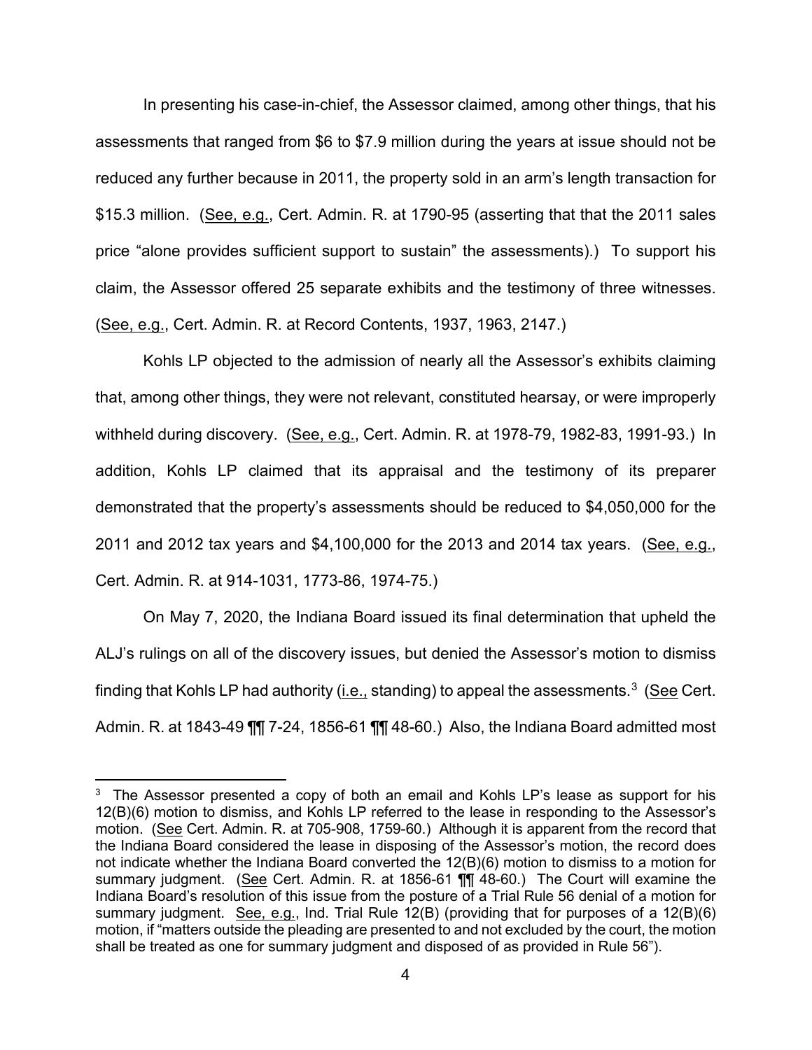In presenting his case-in-chief, the Assessor claimed, among other things, that his assessments that ranged from $6 to $7.9 million during the years at issue should not be reduced any further because in 2011, the property sold in an arm's length transaction for $15.3 million. (See, e.g., Cert. Admin. R. at 1790-95 (asserting that that the 2011 sales price "alone provides sufficient support to sustain" the assessments).) To support his claim, the Assessor offered 25 separate exhibits and the testimony of three witnesses. (See, e.g., Cert. Admin. R. at Record Contents, 1937, 1963, 2147.)

Kohls LP objected to the admission of nearly all the Assessor's exhibits claiming that, among other things, they were not relevant, constituted hearsay, or were improperly withheld during discovery. (See, e.g., Cert. Admin. R. at 1978-79, 1982-83, 1991-93.) In addition, Kohls LP claimed that its appraisal and the testimony of its preparer demonstrated that the property's assessments should be reduced to $4,050,000 for the 2011 and 2012 tax years and $4,100,000 for the 2013 and 2014 tax years. (See, e.g., Cert. Admin. R. at 914-1031, 1773-86, 1974-75.)

On May 7, 2020, the Indiana Board issued its final determination that upheld the ALJ's rulings on all of the discovery issues, but denied the Assessor's motion to dismiss finding that Kohls LP had authority (i.e., standing) to appeal the assessments.[3] (See Cert. Admin. R. at 1843-49 ¶¶ 7-24, 1856-61 ¶¶ 48-60.) Also, the Indiana Board admitted most

[3] The Assessor presented a copy of both an email and Kohls LP's lease as support for his 12(B)(6) motion to dismiss, and Kohls LP referred to the lease in responding to the Assessor's motion. (See Cert. Admin. R. at 705-908, 1759-60.) Although it is apparent from the record that the Indiana Board considered the lease in disposing of the Assessor's motion, the record does not indicate whether the Indiana Board converted the 12(B)(6) motion to dismiss to a motion for summary judgment. (See Cert. Admin. R. at 1856-61 ¶¶ 48-60.) The Court will examine the Indiana Board's resolution of this issue from the posture of a Trial Rule 56 denial of a motion for summary judgment. See, e.g., Ind. Trial Rule 12(B) (providing that for purposes of a 12(B)(6) motion, if "matters outside the pleading are presented to and not excluded by the court, the motion shall be treated as one for summary judgment and disposed of as provided in Rule 56").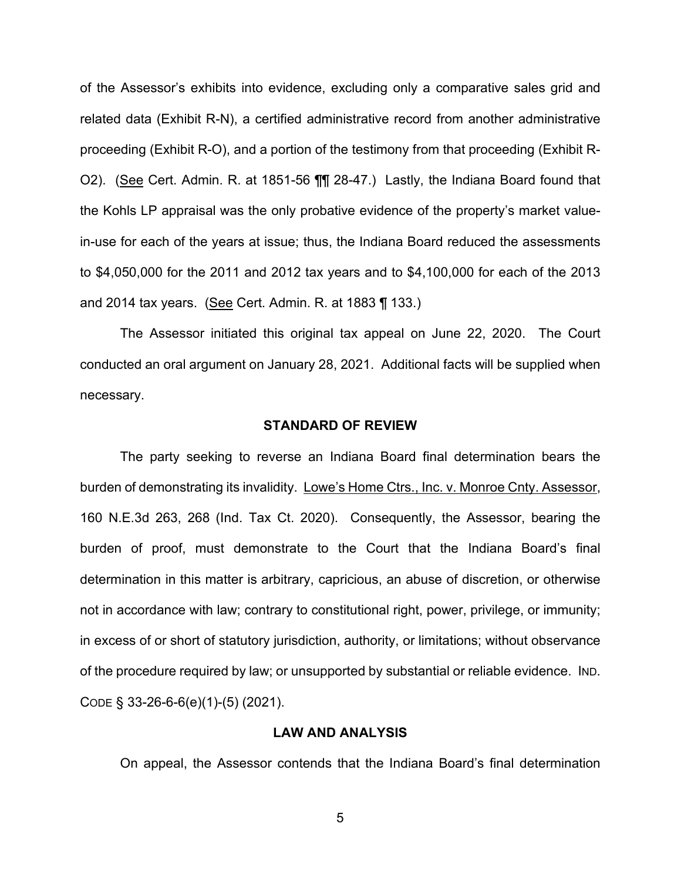of the Assessor's exhibits into evidence, excluding only a comparative sales grid and related data (Exhibit R-N), a certified administrative record from another administrative proceeding (Exhibit R-O), and a portion of the testimony from that proceeding (Exhibit R-O2). (See Cert. Admin. R. at 1851-56 ¶¶ 28-47.) Lastly, the Indiana Board found that the Kohls LP appraisal was the only probative evidence of the property's market value-in-use for each of the years at issue; thus, the Indiana Board reduced the assessments to $4,050,000 for the 2011 and 2012 tax years and to $4,100,000 for each of the 2013 and 2014 tax years. (See Cert. Admin. R. at 1883 ¶ 133.)

The Assessor initiated this original tax appeal on June 22, 2020. The Court conducted an oral argument on January 28, 2021. Additional facts will be supplied when necessary.

## STANDARD OF REVIEW

The party seeking to reverse an Indiana Board final determination bears the burden of demonstrating its invalidity. Lowe's Home Ctrs., Inc. v. Monroe Cnty. Assessor, 160 N.E.3d 263, 268 (Ind. Tax Ct. 2020). Consequently, the Assessor, bearing the burden of proof, must demonstrate to the Court that the Indiana Board's final determination in this matter is arbitrary, capricious, an abuse of discretion, or otherwise not in accordance with law; contrary to constitutional right, power, privilege, or immunity; in excess of or short of statutory jurisdiction, authority, or limitations; without observance of the procedure required by law; or unsupported by substantial or reliable evidence. IND. CODE § 33-26-6-6(e)(1)-(5) (2021).

## LAW AND ANALYSIS

On appeal, the Assessor contends that the Indiana Board's final determination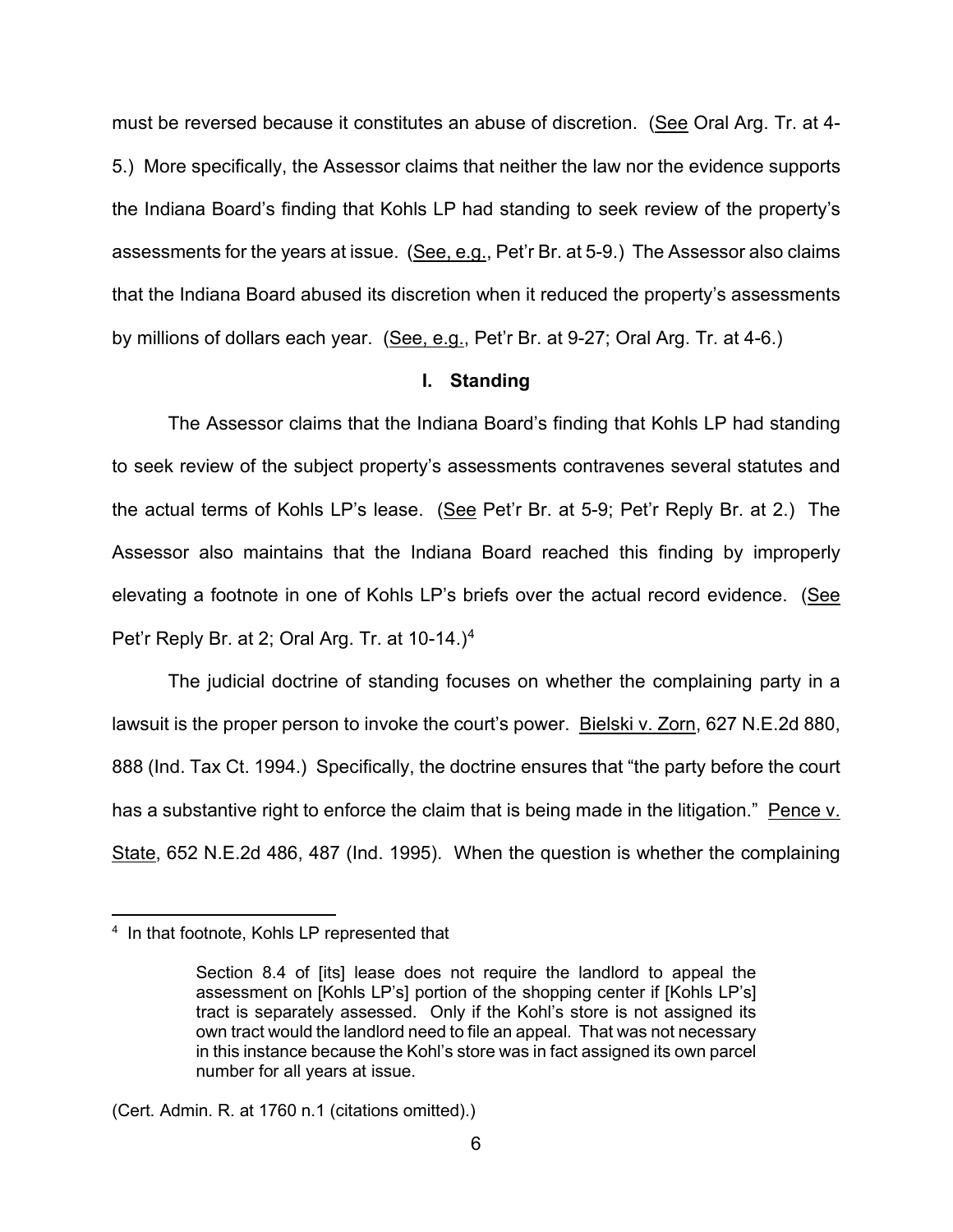must be reversed because it constitutes an abuse of discretion. (See Oral Arg. Tr. at 4-5.) More specifically, the Assessor claims that neither the law nor the evidence supports the Indiana Board's finding that Kohls LP had standing to seek review of the property's assessments for the years at issue. (See, e.g., Pet'r Br. at 5-9.) The Assessor also claims that the Indiana Board abused its discretion when it reduced the property's assessments by millions of dollars each year. (See, e.g., Pet'r Br. at 9-27; Oral Arg. Tr. at 4-6.)

## I. Standing

The Assessor claims that the Indiana Board's finding that Kohls LP had standing to seek review of the subject property's assessments contravenes several statutes and the actual terms of Kohls LP's lease. (See Pet'r Br. at 5-9; Pet'r Reply Br. at 2.) The Assessor also maintains that the Indiana Board reached this finding by improperly elevating a footnote in one of Kohls LP's briefs over the actual record evidence. (See Pet'r Reply Br. at 2; Oral Arg. Tr. at 10-14.)[4]

The judicial doctrine of standing focuses on whether the complaining party in a lawsuit is the proper person to invoke the court's power. Bielski v. Zorn, 627 N.E.2d 880, 888 (Ind. Tax Ct. 1994.) Specifically, the doctrine ensures that "the party before the court has a substantive right to enforce the claim that is being made in the litigation." Pence v. State, 652 N.E.2d 486, 487 (Ind. 1995). When the question is whether the complaining

---

[4] In that footnote, Kohls LP represented that

> Section 8.4 of [its] lease does not require the landlord to appeal the assessment on [Kohls LP's] portion of the shopping center if [Kohls LP's] tract is separately assessed. Only if the Kohl's store is not assigned its own tract would the landlord need to file an appeal. That was not necessary in this instance because the Kohl's store was in fact assigned its own parcel number for all years at issue.

(Cert. Admin. R. at 1760 n.1 (citations omitted).)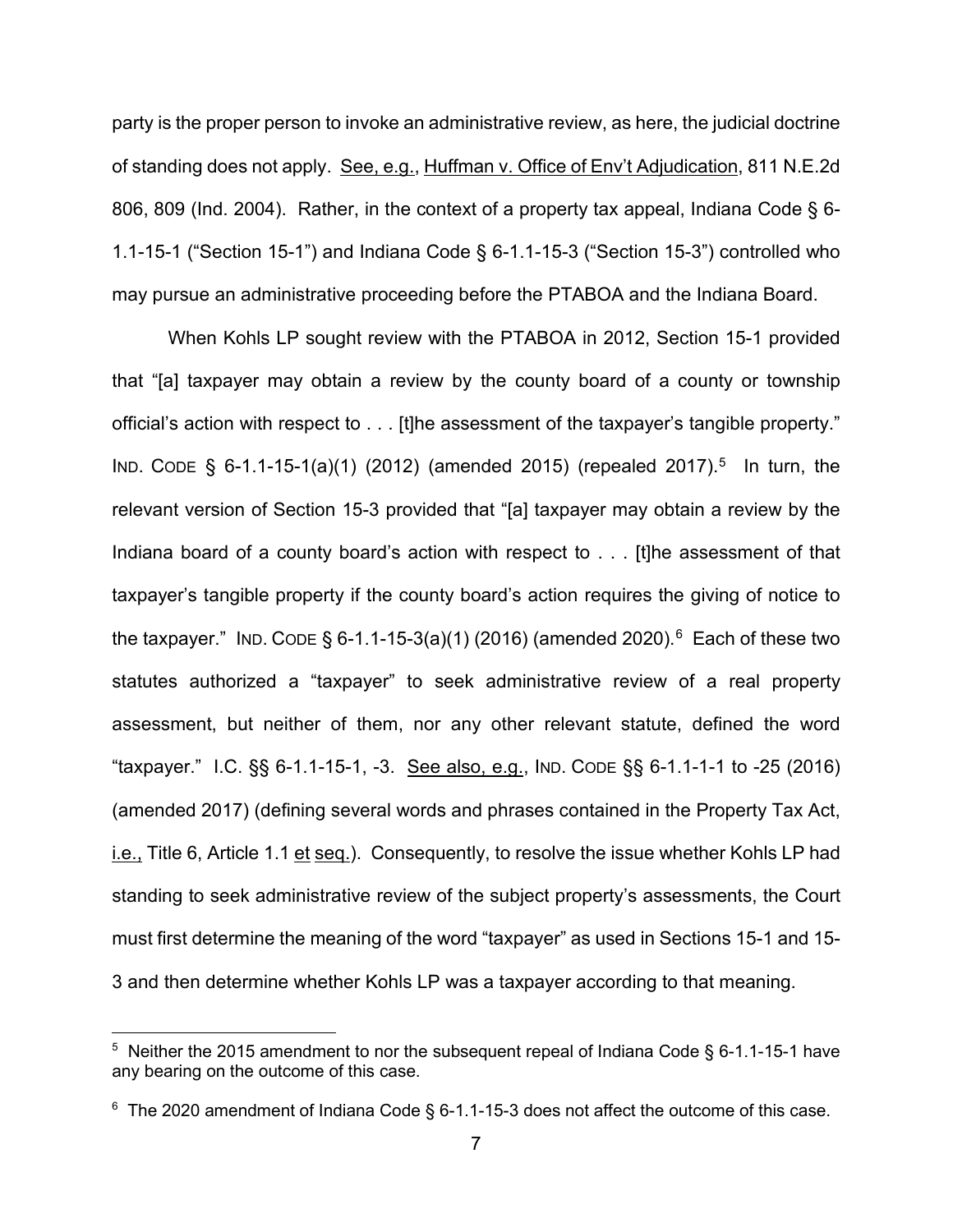party is the proper person to invoke an administrative review, as here, the judicial doctrine of standing does not apply. See, e.g., Huffman v. Office of Env't Adjudication, 811 N.E.2d 806, 809 (Ind. 2004). Rather, in the context of a property tax appeal, Indiana Code § 6-1.1-15-1 ("Section 15-1") and Indiana Code § 6-1.1-15-3 ("Section 15-3") controlled who may pursue an administrative proceeding before the PTABOA and the Indiana Board.

When Kohls LP sought review with the PTABOA in 2012, Section 15-1 provided that "[a] taxpayer may obtain a review by the county board of a county or township official's action with respect to . . . [t]he assessment of the taxpayer's tangible property." IND. CODE § 6-1.1-15-1(a)(1) (2012) (amended 2015) (repealed 2017).[5] In turn, the relevant version of Section 15-3 provided that "[a] taxpayer may obtain a review by the Indiana board of a county board's action with respect to . . . [t]he assessment of that taxpayer's tangible property if the county board's action requires the giving of notice to the taxpayer." IND. CODE § 6-1.1-15-3(a)(1) (2016) (amended 2020).[6] Each of these two statutes authorized a "taxpayer" to seek administrative review of a real property assessment, but neither of them, nor any other relevant statute, defined the word "taxpayer." I.C. §§ 6-1.1-15-1, -3. See also, e.g., IND. CODE §§ 6-1.1-1-1 to -25 (2016) (amended 2017) (defining several words and phrases contained in the Property Tax Act, i.e., Title 6, Article 1.1 et seq.). Consequently, to resolve the issue whether Kohls LP had standing to seek administrative review of the subject property's assessments, the Court must first determine the meaning of the word "taxpayer" as used in Sections 15-1 and 15-3 and then determine whether Kohls LP was a taxpayer according to that meaning.

---

[5] Neither the 2015 amendment to nor the subsequent repeal of Indiana Code § 6-1.1-15-1 have any bearing on the outcome of this case.

[6] The 2020 amendment of Indiana Code § 6-1.1-15-3 does not affect the outcome of this case.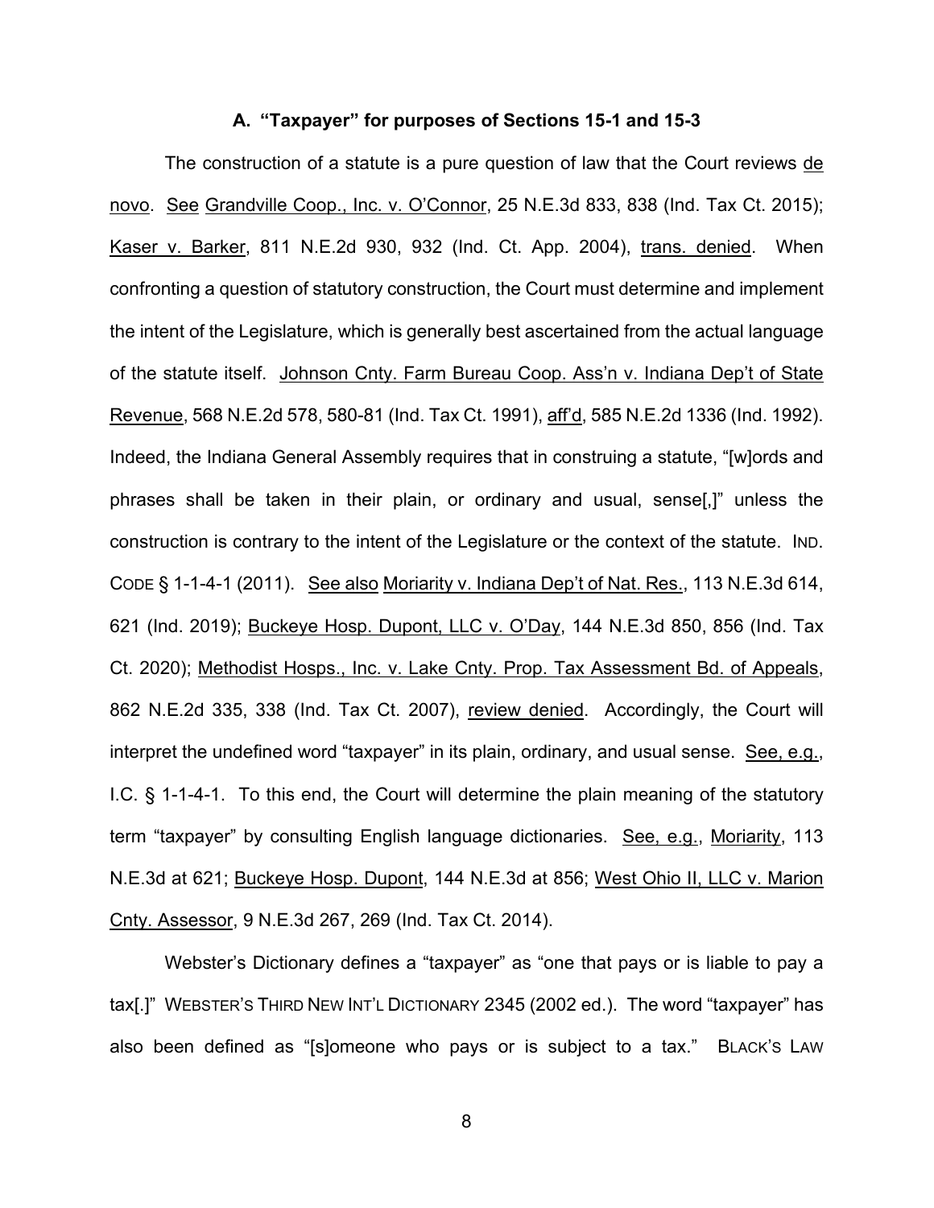### A. "Taxpayer" for purposes of Sections 15-1 and 15-3

The construction of a statute is a pure question of law that the Court reviews de novo. See Grandville Coop., Inc. v. O'Connor, 25 N.E.3d 833, 838 (Ind. Tax Ct. 2015); Kaser v. Barker, 811 N.E.2d 930, 932 (Ind. Ct. App. 2004), trans. denied. When confronting a question of statutory construction, the Court must determine and implement the intent of the Legislature, which is generally best ascertained from the actual language of the statute itself. Johnson Cnty. Farm Bureau Coop. Ass'n v. Indiana Dep't of State Revenue, 568 N.E.2d 578, 580-81 (Ind. Tax Ct. 1991), aff'd, 585 N.E.2d 1336 (Ind. 1992). Indeed, the Indiana General Assembly requires that in construing a statute, "[w]ords and phrases shall be taken in their plain, or ordinary and usual, sense[,]" unless the construction is contrary to the intent of the Legislature or the context of the statute. IND. CODE § 1-1-4-1 (2011). See also Moriarity v. Indiana Dep't of Nat. Res., 113 N.E.3d 614, 621 (Ind. 2019); Buckeye Hosp. Dupont, LLC v. O'Day, 144 N.E.3d 850, 856 (Ind. Tax Ct. 2020); Methodist Hosps., Inc. v. Lake Cnty. Prop. Tax Assessment Bd. of Appeals, 862 N.E.2d 335, 338 (Ind. Tax Ct. 2007), review denied. Accordingly, the Court will interpret the undefined word "taxpayer" in its plain, ordinary, and usual sense. See, e.g., I.C. § 1-1-4-1. To this end, the Court will determine the plain meaning of the statutory term "taxpayer" by consulting English language dictionaries. See, e.g., Moriarity, 113 N.E.3d at 621; Buckeye Hosp. Dupont, 144 N.E.3d at 856; West Ohio II, LLC v. Marion Cnty. Assessor, 9 N.E.3d 267, 269 (Ind. Tax Ct. 2014).

Webster's Dictionary defines a "taxpayer" as "one that pays or is liable to pay a tax[.]" WEBSTER'S THIRD NEW INT'L DICTIONARY 2345 (2002 ed.). The word "taxpayer" has also been defined as "[s]omeone who pays or is subject to a tax." BLACK'S LAW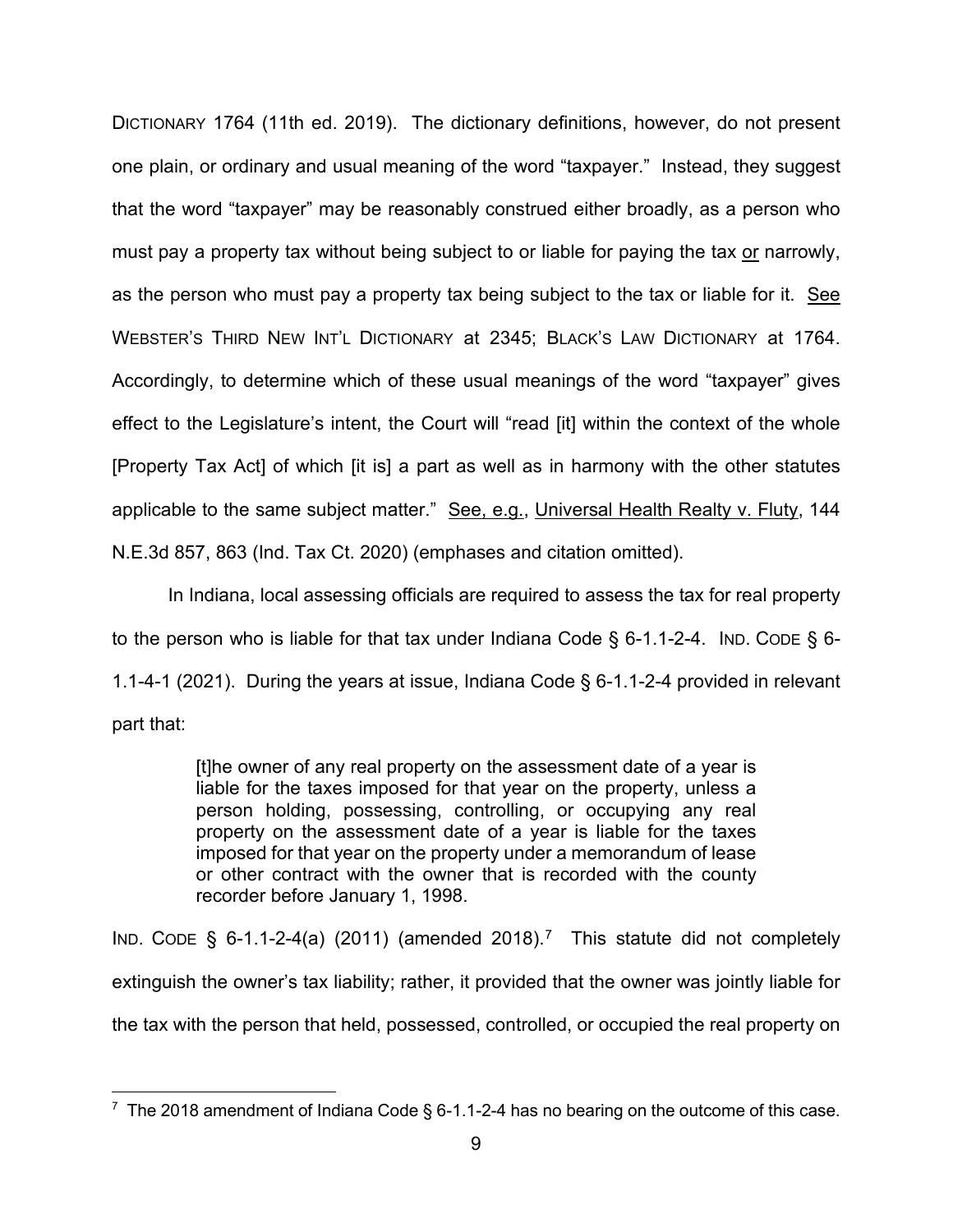DICTIONARY 1764 (11th ed. 2019). The dictionary definitions, however, do not present one plain, or ordinary and usual meaning of the word "taxpayer." Instead, they suggest that the word "taxpayer" may be reasonably construed either broadly, as a person who must pay a property tax without being subject to or liable for paying the tax <u>or</u> narrowly, as the person who must pay a property tax being subject to the tax or liable for it. <u>See</u> WEBSTER'S THIRD NEW INT'L DICTIONARY at 2345; BLACK'S LAW DICTIONARY at 1764. Accordingly, to determine which of these usual meanings of the word "taxpayer" gives effect to the Legislature's intent, the Court will "read [it] within the context of the whole [Property Tax Act] of which [it is] a part as well as in harmony with the other statutes applicable to the same subject matter." <u>See, e.g.</u>, <u>Universal Health Realty v. Fluty</u>, 144 N.E.3d 857, 863 (Ind. Tax Ct. 2020) (emphases and citation omitted).

In Indiana, local assessing officials are required to assess the tax for real property to the person who is liable for that tax under Indiana Code § 6-1.1-2-4. IND. CODE § 6-1.1-4-1 (2021). During the years at issue, Indiana Code § 6-1.1-2-4 provided in relevant part that:

> [t]he owner of any real property on the assessment date of a year is liable for the taxes imposed for that year on the property, unless a person holding, possessing, controlling, or occupying any real property on the assessment date of a year is liable for the taxes imposed for that year on the property under a memorandum of lease or other contract with the owner that is recorded with the county recorder before January 1, 1998.

IND. CODE § 6-1.1-2-4(a) (2011) (amended 2018).[7] This statute did not completely extinguish the owner's tax liability; rather, it provided that the owner was jointly liable for the tax with the person that held, possessed, controlled, or occupied the real property on

---

[7] The 2018 amendment of Indiana Code § 6-1.1-2-4 has no bearing on the outcome of this case.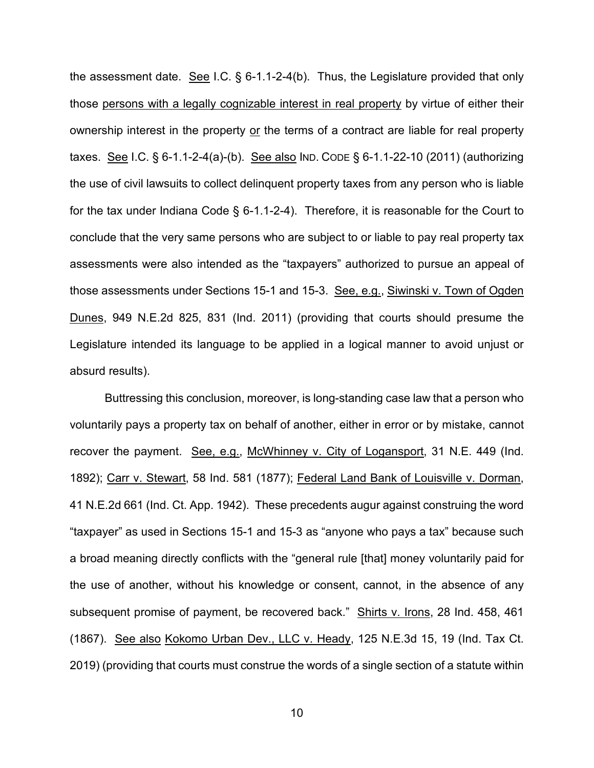the assessment date. See I.C. § 6-1.1-2-4(b). Thus, the Legislature provided that only those persons with a legally cognizable interest in real property by virtue of either their ownership interest in the property or the terms of a contract are liable for real property taxes. See I.C. § 6-1.1-2-4(a)-(b). See also IND. CODE § 6-1.1-22-10 (2011) (authorizing the use of civil lawsuits to collect delinquent property taxes from any person who is liable for the tax under Indiana Code § 6-1.1-2-4). Therefore, it is reasonable for the Court to conclude that the very same persons who are subject to or liable to pay real property tax assessments were also intended as the "taxpayers" authorized to pursue an appeal of those assessments under Sections 15-1 and 15-3. See, e.g., Siwinski v. Town of Ogden Dunes, 949 N.E.2d 825, 831 (Ind. 2011) (providing that courts should presume the Legislature intended its language to be applied in a logical manner to avoid unjust or absurd results).

Buttressing this conclusion, moreover, is long-standing case law that a person who voluntarily pays a property tax on behalf of another, either in error or by mistake, cannot recover the payment. See, e.g., McWhinney v. City of Logansport, 31 N.E. 449 (Ind. 1892); Carr v. Stewart, 58 Ind. 581 (1877); Federal Land Bank of Louisville v. Dorman, 41 N.E.2d 661 (Ind. Ct. App. 1942). These precedents augur against construing the word "taxpayer" as used in Sections 15-1 and 15-3 as "anyone who pays a tax" because such a broad meaning directly conflicts with the "general rule [that] money voluntarily paid for the use of another, without his knowledge or consent, cannot, in the absence of any subsequent promise of payment, be recovered back." Shirts v. Irons, 28 Ind. 458, 461 (1867). See also Kokomo Urban Dev., LLC v. Heady, 125 N.E.3d 15, 19 (Ind. Tax Ct. 2019) (providing that courts must construe the words of a single section of a statute within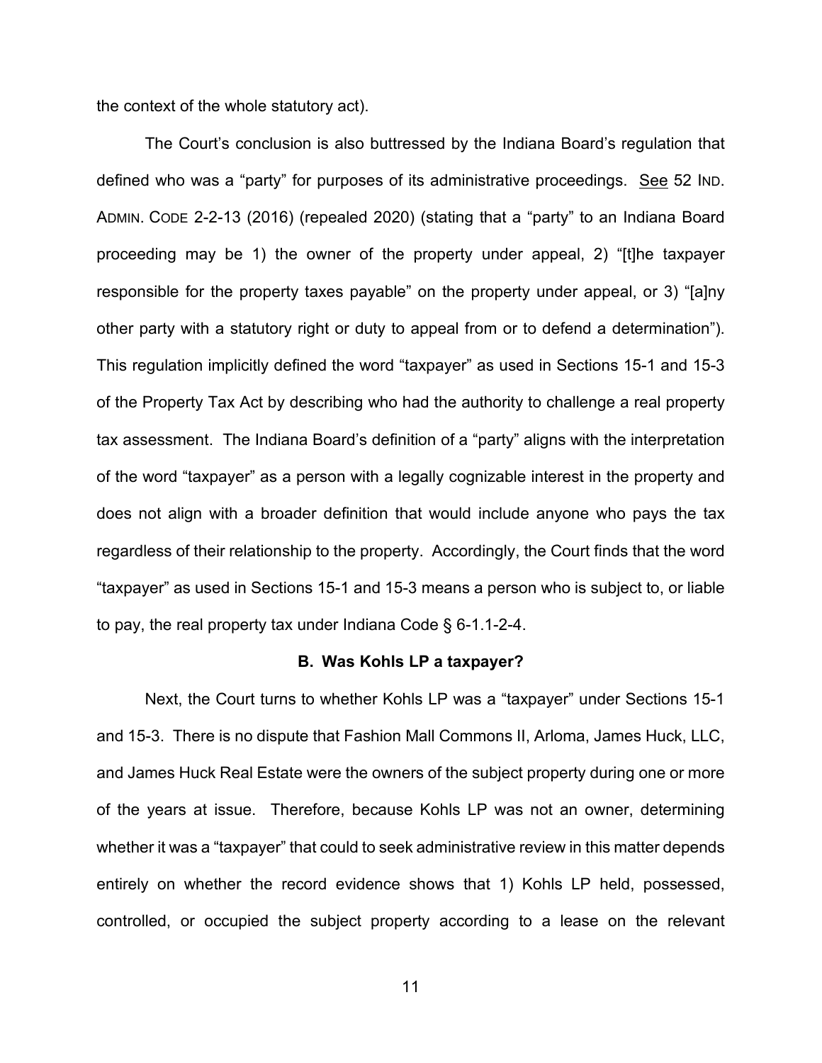the context of the whole statutory act).

The Court's conclusion is also buttressed by the Indiana Board's regulation that defined who was a "party" for purposes of its administrative proceedings. See 52 IND. ADMIN. CODE 2-2-13 (2016) (repealed 2020) (stating that a "party" to an Indiana Board proceeding may be 1) the owner of the property under appeal, 2) "[t]he taxpayer responsible for the property taxes payable" on the property under appeal, or 3) "[a]ny other party with a statutory right or duty to appeal from or to defend a determination"). This regulation implicitly defined the word "taxpayer" as used in Sections 15-1 and 15-3 of the Property Tax Act by describing who had the authority to challenge a real property tax assessment. The Indiana Board's definition of a "party" aligns with the interpretation of the word "taxpayer" as a person with a legally cognizable interest in the property and does not align with a broader definition that would include anyone who pays the tax regardless of their relationship to the property. Accordingly, the Court finds that the word "taxpayer" as used in Sections 15-1 and 15-3 means a person who is subject to, or liable to pay, the real property tax under Indiana Code § 6-1.1-2-4.

**B. Was Kohls LP a taxpayer?**

Next, the Court turns to whether Kohls LP was a "taxpayer" under Sections 15-1 and 15-3. There is no dispute that Fashion Mall Commons II, Arloma, James Huck, LLC, and James Huck Real Estate were the owners of the subject property during one or more of the years at issue. Therefore, because Kohls LP was not an owner, determining whether it was a "taxpayer" that could to seek administrative review in this matter depends entirely on whether the record evidence shows that 1) Kohls LP held, possessed, controlled, or occupied the subject property according to a lease on the relevant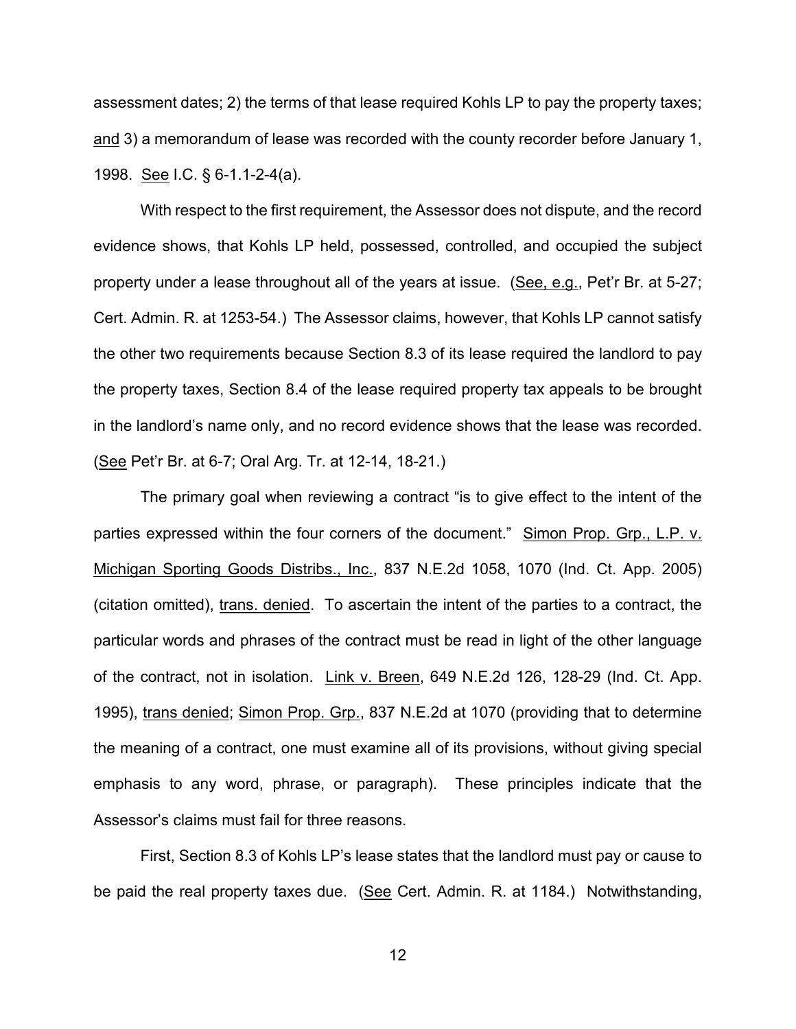assessment dates; 2) the terms of that lease required Kohls LP to pay the property taxes; and 3) a memorandum of lease was recorded with the county recorder before January 1, 1998. See I.C. § 6-1.1-2-4(a).

With respect to the first requirement, the Assessor does not dispute, and the record evidence shows, that Kohls LP held, possessed, controlled, and occupied the subject property under a lease throughout all of the years at issue. (See, e.g., Pet'r Br. at 5-27; Cert. Admin. R. at 1253-54.) The Assessor claims, however, that Kohls LP cannot satisfy the other two requirements because Section 8.3 of its lease required the landlord to pay the property taxes, Section 8.4 of the lease required property tax appeals to be brought in the landlord's name only, and no record evidence shows that the lease was recorded. (See Pet'r Br. at 6-7; Oral Arg. Tr. at 12-14, 18-21.)

The primary goal when reviewing a contract "is to give effect to the intent of the parties expressed within the four corners of the document." Simon Prop. Grp., L.P. v. Michigan Sporting Goods Distribs., Inc., 837 N.E.2d 1058, 1070 (Ind. Ct. App. 2005) (citation omitted), trans. denied. To ascertain the intent of the parties to a contract, the particular words and phrases of the contract must be read in light of the other language of the contract, not in isolation. Link v. Breen, 649 N.E.2d 126, 128-29 (Ind. Ct. App. 1995), trans denied; Simon Prop. Grp., 837 N.E.2d at 1070 (providing that to determine the meaning of a contract, one must examine all of its provisions, without giving special emphasis to any word, phrase, or paragraph). These principles indicate that the Assessor's claims must fail for three reasons.

First, Section 8.3 of Kohls LP's lease states that the landlord must pay or cause to be paid the real property taxes due. (See Cert. Admin. R. at 1184.) Notwithstanding,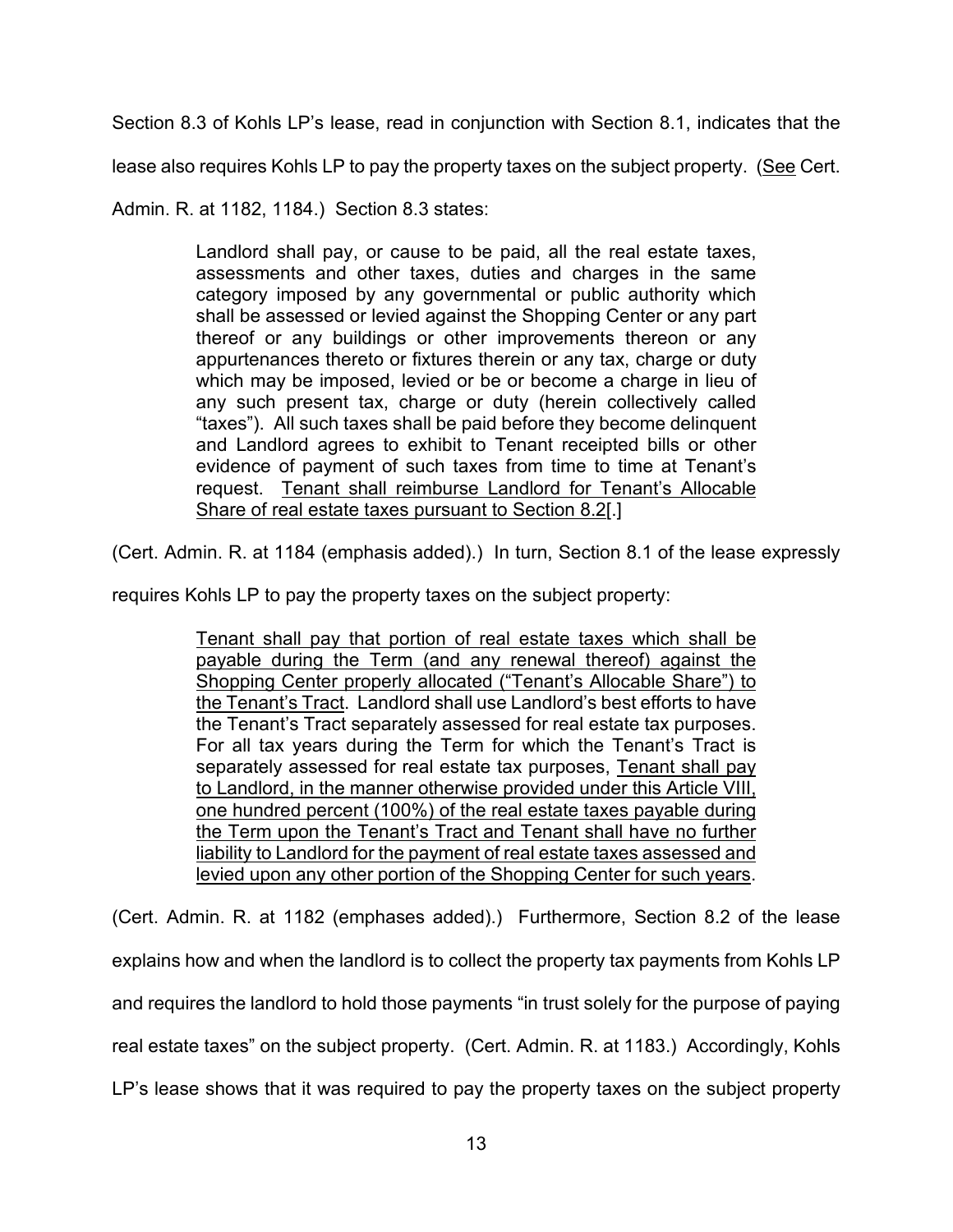Section 8.3 of Kohls LP's lease, read in conjunction with Section 8.1, indicates that the lease also requires Kohls LP to pay the property taxes on the subject property. (<u>See</u> Cert. Admin. R. at 1182, 1184.) Section 8.3 states:

> Landlord shall pay, or cause to be paid, all the real estate taxes, assessments and other taxes, duties and charges in the same category imposed by any governmental or public authority which shall be assessed or levied against the Shopping Center or any part thereof or any buildings or other improvements thereon or any appurtenances thereto or fixtures therein or any tax, charge or duty which may be imposed, levied or be or become a charge in lieu of any such present tax, charge or duty (herein collectively called "taxes"). All such taxes shall be paid before they become delinquent and Landlord agrees to exhibit to Tenant receipted bills or other evidence of payment of such taxes from time to time at Tenant's request. <u>Tenant shall reimburse Landlord for Tenant's Allocable Share of real estate taxes pursuant to Section 8.2</u>[.]

(Cert. Admin. R. at 1184 (emphasis added).) In turn, Section 8.1 of the lease expressly requires Kohls LP to pay the property taxes on the subject property:

> <u>Tenant shall pay that portion of real estate taxes which shall be payable during the Term (and any renewal thereof) against the Shopping Center properly allocated ("Tenant's Allocable Share") to the Tenant's Tract</u>. Landlord shall use Landlord's best efforts to have the Tenant's Tract separately assessed for real estate tax purposes. For all tax years during the Term for which the Tenant's Tract is separately assessed for real estate tax purposes, <u>Tenant shall pay to Landlord, in the manner otherwise provided under this Article VIII, one hundred percent (100%) of the real estate taxes payable during the Term upon the Tenant's Tract and Tenant shall have no further liability to Landlord for the payment of real estate taxes assessed and levied upon any other portion of the Shopping Center for such years</u>.

(Cert. Admin. R. at 1182 (emphases added).) Furthermore, Section 8.2 of the lease explains how and when the landlord is to collect the property tax payments from Kohls LP and requires the landlord to hold those payments "in trust solely for the purpose of paying real estate taxes" on the subject property. (Cert. Admin. R. at 1183.) Accordingly, Kohls LP's lease shows that it was required to pay the property taxes on the subject property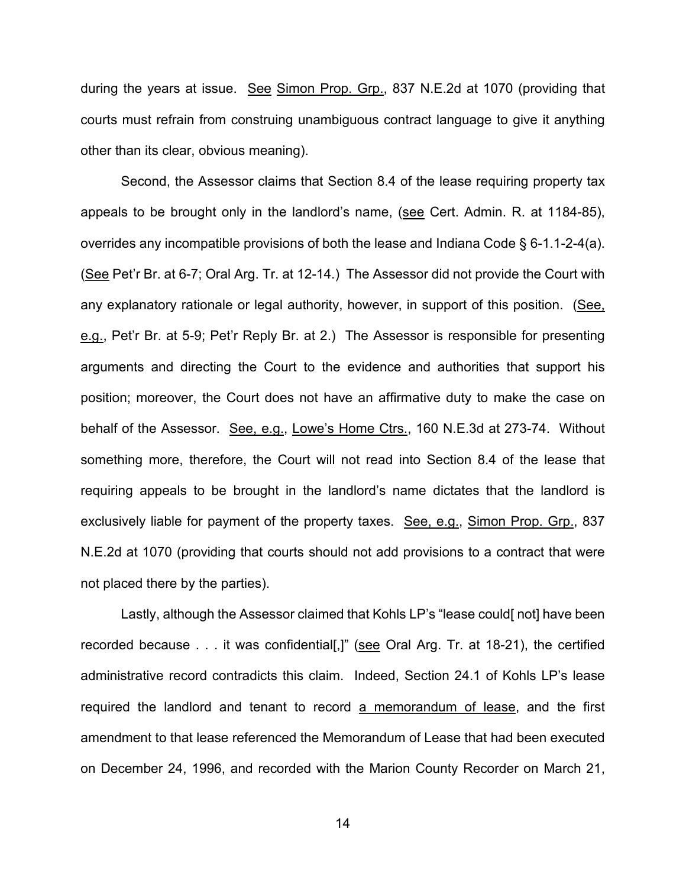during the years at issue. See Simon Prop. Grp., 837 N.E.2d at 1070 (providing that courts must refrain from construing unambiguous contract language to give it anything other than its clear, obvious meaning).

Second, the Assessor claims that Section 8.4 of the lease requiring property tax appeals to be brought only in the landlord's name, (see Cert. Admin. R. at 1184-85), overrides any incompatible provisions of both the lease and Indiana Code § 6-1.1-2-4(a). (See Pet'r Br. at 6-7; Oral Arg. Tr. at 12-14.) The Assessor did not provide the Court with any explanatory rationale or legal authority, however, in support of this position. (See, e.g., Pet'r Br. at 5-9; Pet'r Reply Br. at 2.) The Assessor is responsible for presenting arguments and directing the Court to the evidence and authorities that support his position; moreover, the Court does not have an affirmative duty to make the case on behalf of the Assessor. See, e.g., Lowe's Home Ctrs., 160 N.E.3d at 273-74. Without something more, therefore, the Court will not read into Section 8.4 of the lease that requiring appeals to be brought in the landlord's name dictates that the landlord is exclusively liable for payment of the property taxes. See, e.g., Simon Prop. Grp., 837 N.E.2d at 1070 (providing that courts should not add provisions to a contract that were not placed there by the parties).

Lastly, although the Assessor claimed that Kohls LP's "lease could[ not] have been recorded because . . . it was confidential[,]" (see Oral Arg. Tr. at 18-21), the certified administrative record contradicts this claim. Indeed, Section 24.1 of Kohls LP's lease required the landlord and tenant to record a memorandum of lease, and the first amendment to that lease referenced the Memorandum of Lease that had been executed on December 24, 1996, and recorded with the Marion County Recorder on March 21,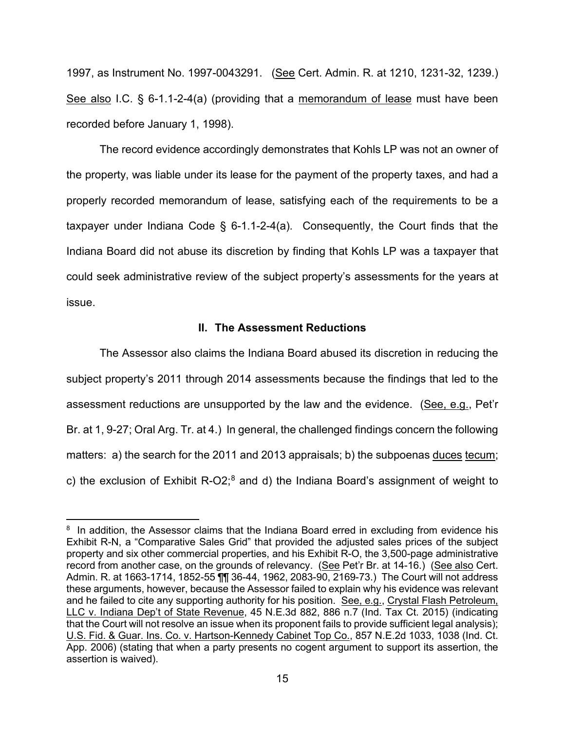1997, as Instrument No. 1997-0043291. (See Cert. Admin. R. at 1210, 1231-32, 1239.) See also I.C. § 6-1.1-2-4(a) (providing that a memorandum of lease must have been recorded before January 1, 1998).

The record evidence accordingly demonstrates that Kohls LP was not an owner of the property, was liable under its lease for the payment of the property taxes, and had a properly recorded memorandum of lease, satisfying each of the requirements to be a taxpayer under Indiana Code § 6-1.1-2-4(a). Consequently, the Court finds that the Indiana Board did not abuse its discretion by finding that Kohls LP was a taxpayer that could seek administrative review of the subject property's assessments for the years at issue.

## II. The Assessment Reductions

The Assessor also claims the Indiana Board abused its discretion in reducing the subject property's 2011 through 2014 assessments because the findings that led to the assessment reductions are unsupported by the law and the evidence. (See, e.g., Pet'r Br. at 1, 9-27; Oral Arg. Tr. at 4.) In general, the challenged findings concern the following matters: a) the search for the 2011 and 2013 appraisals; b) the subpoenas duces tecum; c) the exclusion of Exhibit R-O2;[8] and d) the Indiana Board's assignment of weight to

[8] In addition, the Assessor claims that the Indiana Board erred in excluding from evidence his Exhibit R-N, a "Comparative Sales Grid" that provided the adjusted sales prices of the subject property and six other commercial properties, and his Exhibit R-O, the 3,500-page administrative record from another case, on the grounds of relevancy. (See Pet'r Br. at 14-16.) (See also Cert. Admin. R. at 1663-1714, 1852-55 ¶¶ 36-44, 1962, 2083-90, 2169-73.) The Court will not address these arguments, however, because the Assessor failed to explain why his evidence was relevant and he failed to cite any supporting authority for his position. See, e.g., Crystal Flash Petroleum, LLC v. Indiana Dep't of State Revenue, 45 N.E.3d 882, 886 n.7 (Ind. Tax Ct. 2015) (indicating that the Court will not resolve an issue when its proponent fails to provide sufficient legal analysis); U.S. Fid. & Guar. Ins. Co. v. Hartson-Kennedy Cabinet Top Co., 857 N.E.2d 1033, 1038 (Ind. Ct. App. 2006) (stating that when a party presents no cogent argument to support its assertion, the assertion is waived).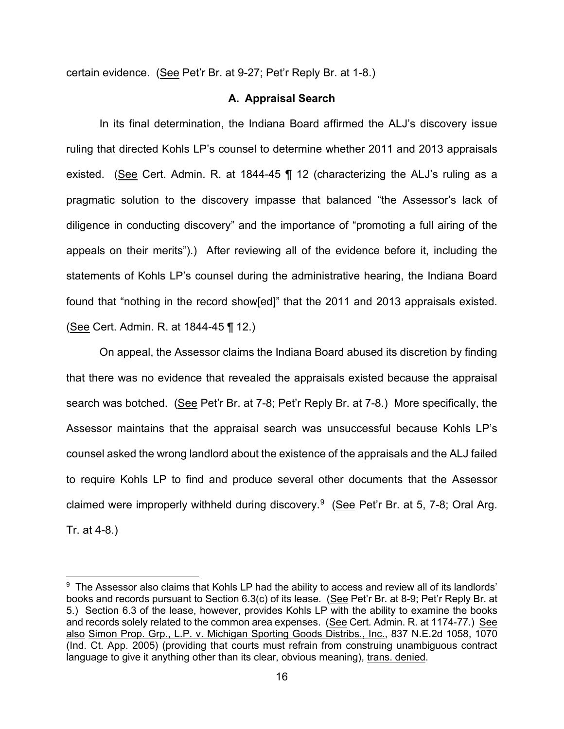certain evidence. (See Pet'r Br. at 9-27; Pet'r Reply Br. at 1-8.)

### A. Appraisal Search

In its final determination, the Indiana Board affirmed the ALJ's discovery issue ruling that directed Kohls LP's counsel to determine whether 2011 and 2013 appraisals existed. (See Cert. Admin. R. at 1844-45 ¶ 12 (characterizing the ALJ's ruling as a pragmatic solution to the discovery impasse that balanced "the Assessor's lack of diligence in conducting discovery" and the importance of "promoting a full airing of the appeals on their merits").) After reviewing all of the evidence before it, including the statements of Kohls LP's counsel during the administrative hearing, the Indiana Board found that "nothing in the record show[ed]" that the 2011 and 2013 appraisals existed. (See Cert. Admin. R. at 1844-45 ¶ 12.)

On appeal, the Assessor claims the Indiana Board abused its discretion by finding that there was no evidence that revealed the appraisals existed because the appraisal search was botched. (See Pet'r Br. at 7-8; Pet'r Reply Br. at 7-8.) More specifically, the Assessor maintains that the appraisal search was unsuccessful because Kohls LP's counsel asked the wrong landlord about the existence of the appraisals and the ALJ failed to require Kohls LP to find and produce several other documents that the Assessor claimed were improperly withheld during discovery.[9] (See Pet'r Br. at 5, 7-8; Oral Arg. Tr. at 4-8.)

---

[9] The Assessor also claims that Kohls LP had the ability to access and review all of its landlords' books and records pursuant to Section 6.3(c) of its lease. (See Pet'r Br. at 8-9; Pet'r Reply Br. at 5.) Section 6.3 of the lease, however, provides Kohls LP with the ability to examine the books and records solely related to the common area expenses. (See Cert. Admin. R. at 1174-77.) See also Simon Prop. Grp., L.P. v. Michigan Sporting Goods Distribs., Inc., 837 N.E.2d 1058, 1070 (Ind. Ct. App. 2005) (providing that courts must refrain from construing unambiguous contract language to give it anything other than its clear, obvious meaning), trans. denied.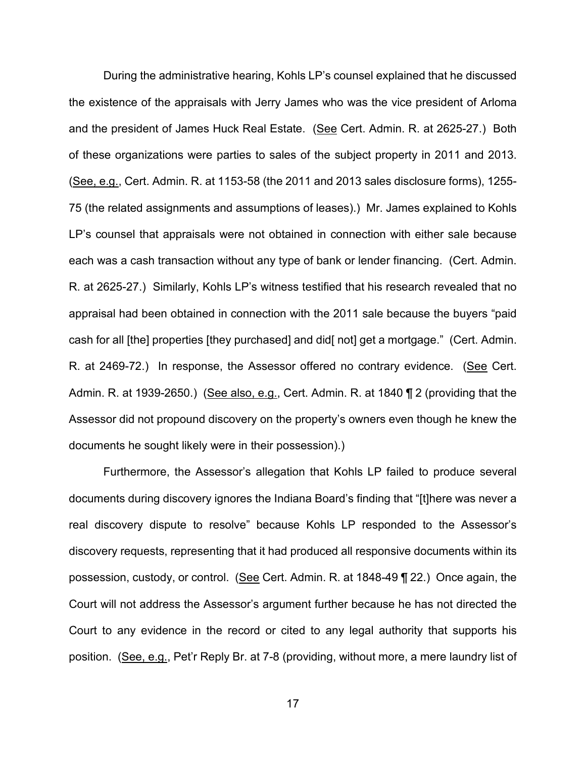During the administrative hearing, Kohls LP's counsel explained that he discussed the existence of the appraisals with Jerry James who was the vice president of Arloma and the president of James Huck Real Estate. (See Cert. Admin. R. at 2625-27.) Both of these organizations were parties to sales of the subject property in 2011 and 2013. (See, e.g., Cert. Admin. R. at 1153-58 (the 2011 and 2013 sales disclosure forms), 1255-75 (the related assignments and assumptions of leases).) Mr. James explained to Kohls LP's counsel that appraisals were not obtained in connection with either sale because each was a cash transaction without any type of bank or lender financing. (Cert. Admin. R. at 2625-27.) Similarly, Kohls LP's witness testified that his research revealed that no appraisal had been obtained in connection with the 2011 sale because the buyers "paid cash for all [the] properties [they purchased] and did[ not] get a mortgage." (Cert. Admin. R. at 2469-72.) In response, the Assessor offered no contrary evidence. (See Cert. Admin. R. at 1939-2650.) (See also, e.g., Cert. Admin. R. at 1840 ¶ 2 (providing that the Assessor did not propound discovery on the property's owners even though he knew the documents he sought likely were in their possession).)

Furthermore, the Assessor's allegation that Kohls LP failed to produce several documents during discovery ignores the Indiana Board's finding that "[t]here was never a real discovery dispute to resolve" because Kohls LP responded to the Assessor's discovery requests, representing that it had produced all responsive documents within its possession, custody, or control. (See Cert. Admin. R. at 1848-49 ¶ 22.) Once again, the Court will not address the Assessor's argument further because he has not directed the Court to any evidence in the record or cited to any legal authority that supports his position. (See, e.g., Pet'r Reply Br. at 7-8 (providing, without more, a mere laundry list of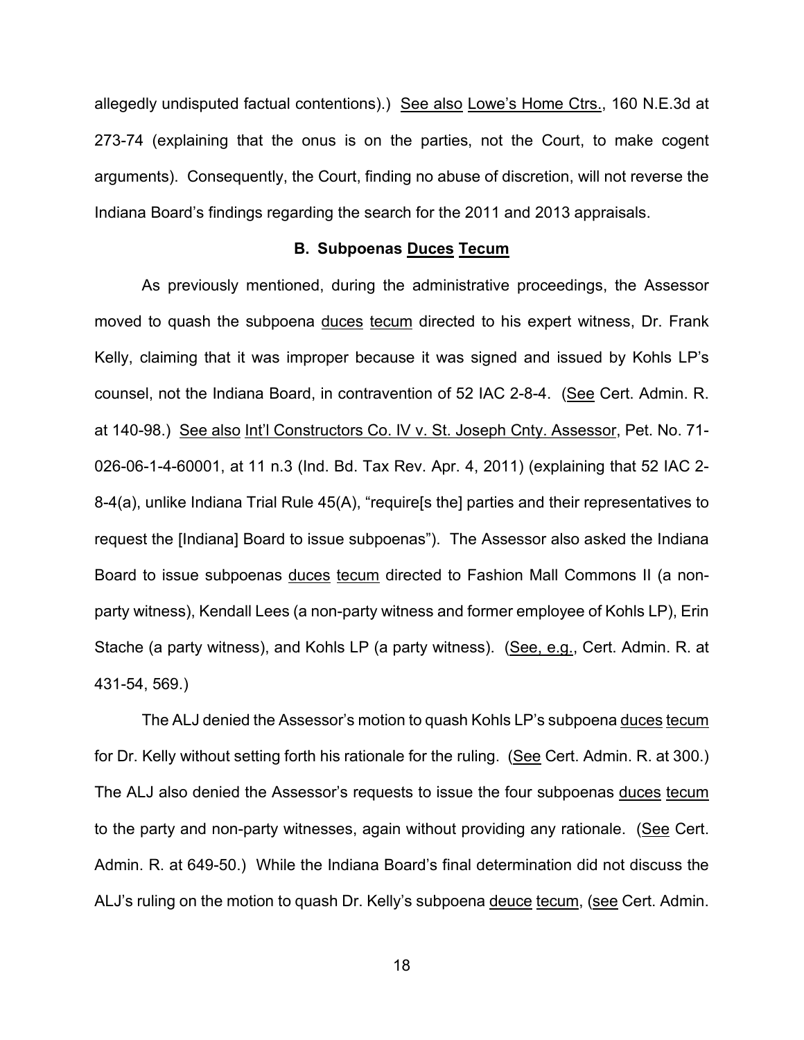allegedly undisputed factual contentions).) See also Lowe's Home Ctrs., 160 N.E.3d at 273-74 (explaining that the onus is on the parties, not the Court, to make cogent arguments). Consequently, the Court, finding no abuse of discretion, will not reverse the Indiana Board's findings regarding the search for the 2011 and 2013 appraisals.

### B. Subpoenas Duces Tecum

As previously mentioned, during the administrative proceedings, the Assessor moved to quash the subpoena duces tecum directed to his expert witness, Dr. Frank Kelly, claiming that it was improper because it was signed and issued by Kohls LP's counsel, not the Indiana Board, in contravention of 52 IAC 2-8-4. (See Cert. Admin. R. at 140-98.) See also Int'l Constructors Co. IV v. St. Joseph Cnty. Assessor, Pet. No. 71-026-06-1-4-60001, at 11 n.3 (Ind. Bd. Tax Rev. Apr. 4, 2011) (explaining that 52 IAC 2-8-4(a), unlike Indiana Trial Rule 45(A), "require[s the] parties and their representatives to request the [Indiana] Board to issue subpoenas"). The Assessor also asked the Indiana Board to issue subpoenas duces tecum directed to Fashion Mall Commons II (a non-party witness), Kendall Lees (a non-party witness and former employee of Kohls LP), Erin Stache (a party witness), and Kohls LP (a party witness). (See, e.g., Cert. Admin. R. at 431-54, 569.)

The ALJ denied the Assessor's motion to quash Kohls LP's subpoena duces tecum for Dr. Kelly without setting forth his rationale for the ruling. (See Cert. Admin. R. at 300.) The ALJ also denied the Assessor's requests to issue the four subpoenas duces tecum to the party and non-party witnesses, again without providing any rationale. (See Cert. Admin. R. at 649-50.) While the Indiana Board's final determination did not discuss the ALJ's ruling on the motion to quash Dr. Kelly's subpoena deuce tecum, (see Cert. Admin.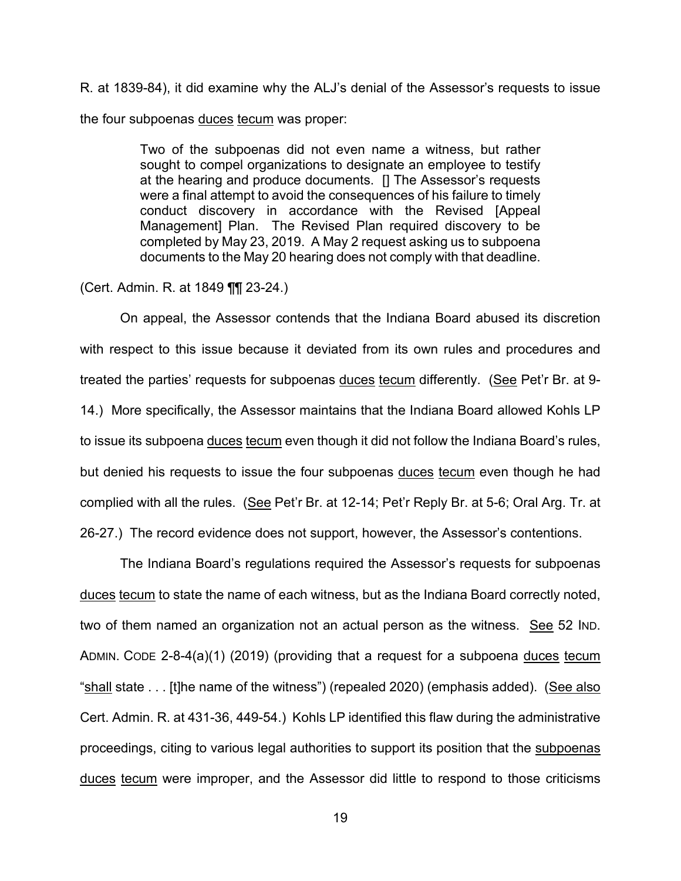R. at 1839-84), it did examine why the ALJ's denial of the Assessor's requests to issue the four subpoenas duces tecum was proper:

> Two of the subpoenas did not even name a witness, but rather sought to compel organizations to designate an employee to testify at the hearing and produce documents. [] The Assessor's requests were a final attempt to avoid the consequences of his failure to timely conduct discovery in accordance with the Revised [Appeal Management] Plan. The Revised Plan required discovery to be completed by May 23, 2019. A May 2 request asking us to subpoena documents to the May 20 hearing does not comply with that deadline.

(Cert. Admin. R. at 1849 ¶¶ 23-24.)

On appeal, the Assessor contends that the Indiana Board abused its discretion with respect to this issue because it deviated from its own rules and procedures and treated the parties' requests for subpoenas duces tecum differently. (See Pet'r Br. at 9-14.) More specifically, the Assessor maintains that the Indiana Board allowed Kohls LP to issue its subpoena duces tecum even though it did not follow the Indiana Board's rules, but denied his requests to issue the four subpoenas duces tecum even though he had complied with all the rules. (See Pet'r Br. at 12-14; Pet'r Reply Br. at 5-6; Oral Arg. Tr. at 26-27.) The record evidence does not support, however, the Assessor's contentions.

The Indiana Board's regulations required the Assessor's requests for subpoenas duces tecum to state the name of each witness, but as the Indiana Board correctly noted, two of them named an organization not an actual person as the witness. See 52 IND. ADMIN. CODE 2-8-4(a)(1) (2019) (providing that a request for a subpoena duces tecum "shall state . . . [t]he name of the witness") (repealed 2020) (emphasis added). (See also Cert. Admin. R. at 431-36, 449-54.) Kohls LP identified this flaw during the administrative proceedings, citing to various legal authorities to support its position that the subpoenas duces tecum were improper, and the Assessor did little to respond to those criticisms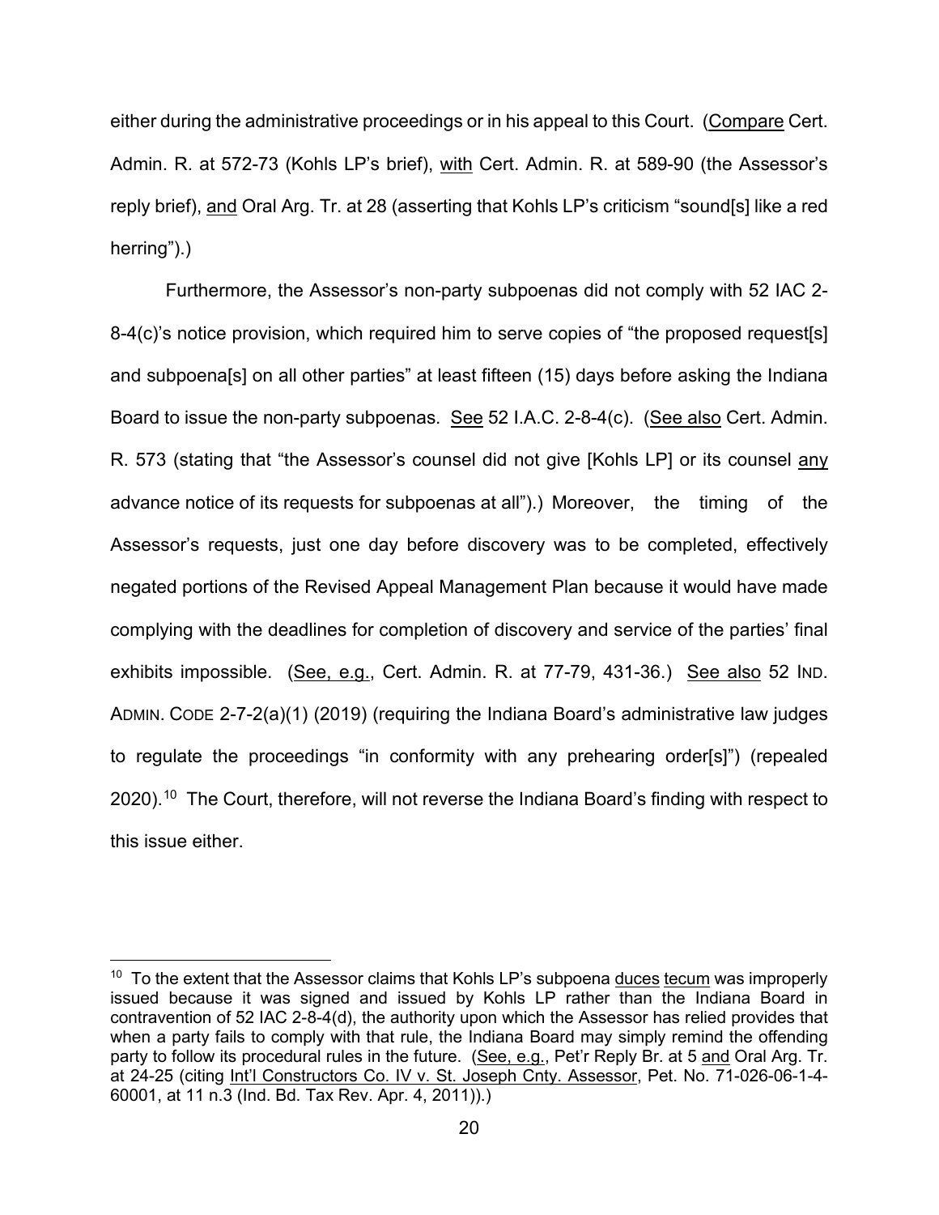either during the administrative proceedings or in his appeal to this Court. (Compare Cert. Admin. R. at 572-73 (Kohls LP's brief), with Cert. Admin. R. at 589-90 (the Assessor's reply brief), and Oral Arg. Tr. at 28 (asserting that Kohls LP's criticism "sound[s] like a red herring").)

Furthermore, the Assessor's non-party subpoenas did not comply with 52 IAC 2-8-4(c)'s notice provision, which required him to serve copies of "the proposed request[s] and subpoena[s] on all other parties" at least fifteen (15) days before asking the Indiana Board to issue the non-party subpoenas. See 52 I.A.C. 2-8-4(c). (See also Cert. Admin. R. 573 (stating that "the Assessor's counsel did not give [Kohls LP] or its counsel any advance notice of its requests for subpoenas at all").) Moreover, the timing of the Assessor's requests, just one day before discovery was to be completed, effectively negated portions of the Revised Appeal Management Plan because it would have made complying with the deadlines for completion of discovery and service of the parties' final exhibits impossible. (See, e.g., Cert. Admin. R. at 77-79, 431-36.) See also 52 IND. ADMIN. CODE 2-7-2(a)(1) (2019) (requiring the Indiana Board's administrative law judges to regulate the proceedings "in conformity with any prehearing order[s]") (repealed 2020).[10] The Court, therefore, will not reverse the Indiana Board's finding with respect to this issue either.

---

[10] To the extent that the Assessor claims that Kohls LP's subpoena duces tecum was improperly issued because it was signed and issued by Kohls LP rather than the Indiana Board in contravention of 52 IAC 2-8-4(d), the authority upon which the Assessor has relied provides that when a party fails to comply with that rule, the Indiana Board may simply remind the offending party to follow its procedural rules in the future. (See, e.g., Pet'r Reply Br. at 5 and Oral Arg. Tr. at 24-25 (citing Int'l Constructors Co. IV v. St. Joseph Cnty. Assessor, Pet. No. 71-026-06-1-4-60001, at 11 n.3 (Ind. Bd. Tax Rev. Apr. 4, 2011)).)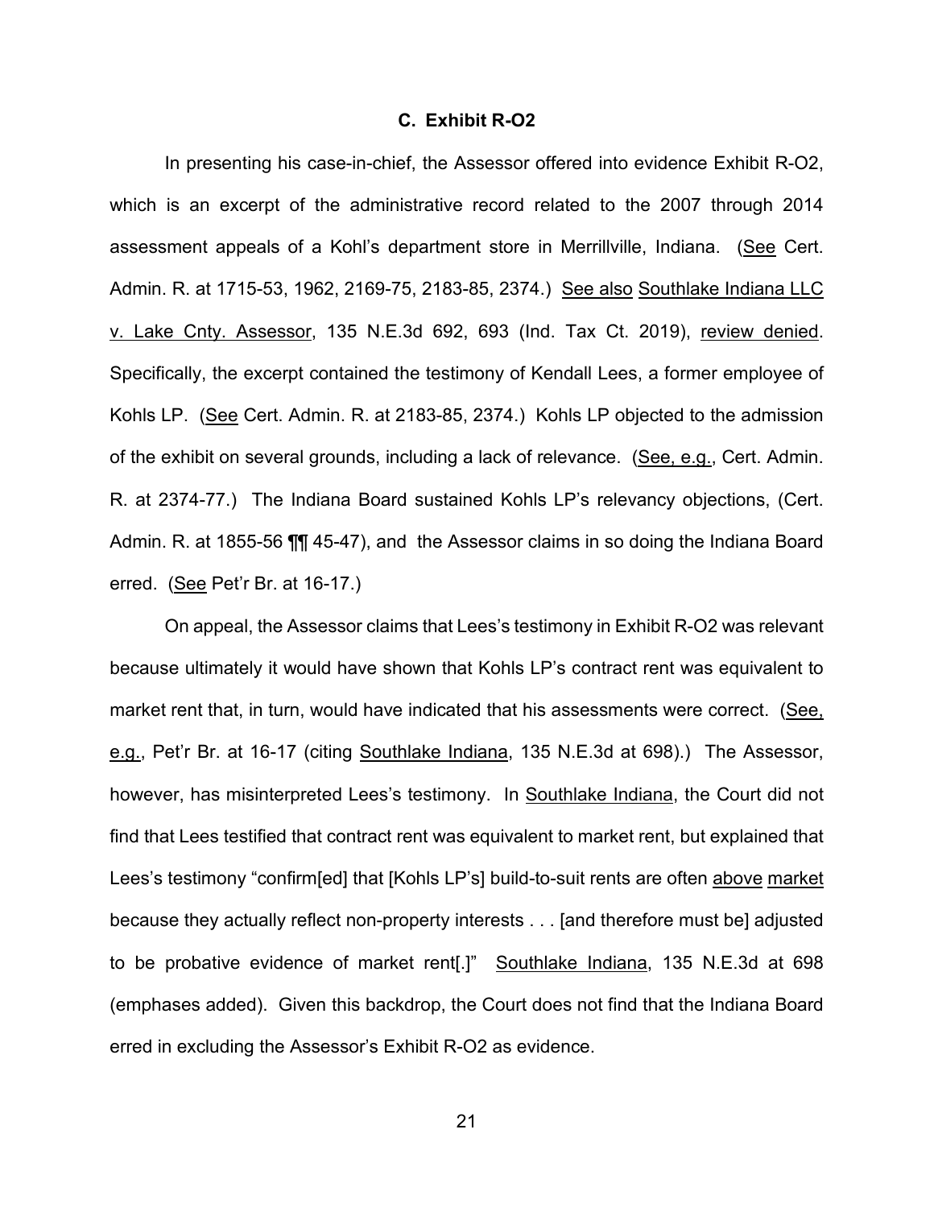### C. Exhibit R-O2

In presenting his case-in-chief, the Assessor offered into evidence Exhibit R-O2, which is an excerpt of the administrative record related to the 2007 through 2014 assessment appeals of a Kohl's department store in Merrillville, Indiana. (See Cert. Admin. R. at 1715-53, 1962, 2169-75, 2183-85, 2374.) See also Southlake Indiana LLC v. Lake Cnty. Assessor, 135 N.E.3d 692, 693 (Ind. Tax Ct. 2019), review denied. Specifically, the excerpt contained the testimony of Kendall Lees, a former employee of Kohls LP. (See Cert. Admin. R. at 2183-85, 2374.) Kohls LP objected to the admission of the exhibit on several grounds, including a lack of relevance. (See, e.g., Cert. Admin. R. at 2374-77.) The Indiana Board sustained Kohls LP's relevancy objections, (Cert. Admin. R. at 1855-56 ¶¶ 45-47), and the Assessor claims in so doing the Indiana Board erred. (See Pet'r Br. at 16-17.)

On appeal, the Assessor claims that Lees's testimony in Exhibit R-O2 was relevant because ultimately it would have shown that Kohls LP's contract rent was equivalent to market rent that, in turn, would have indicated that his assessments were correct. (See, e.g., Pet'r Br. at 16-17 (citing Southlake Indiana, 135 N.E.3d at 698).) The Assessor, however, has misinterpreted Lees's testimony. In Southlake Indiana, the Court did not find that Lees testified that contract rent was equivalent to market rent, but explained that Lees's testimony "confirm[ed] that [Kohls LP's] build-to-suit rents are often above market because they actually reflect non-property interests . . . [and therefore must be] adjusted to be probative evidence of market rent[.]" Southlake Indiana, 135 N.E.3d at 698 (emphases added). Given this backdrop, the Court does not find that the Indiana Board erred in excluding the Assessor's Exhibit R-O2 as evidence.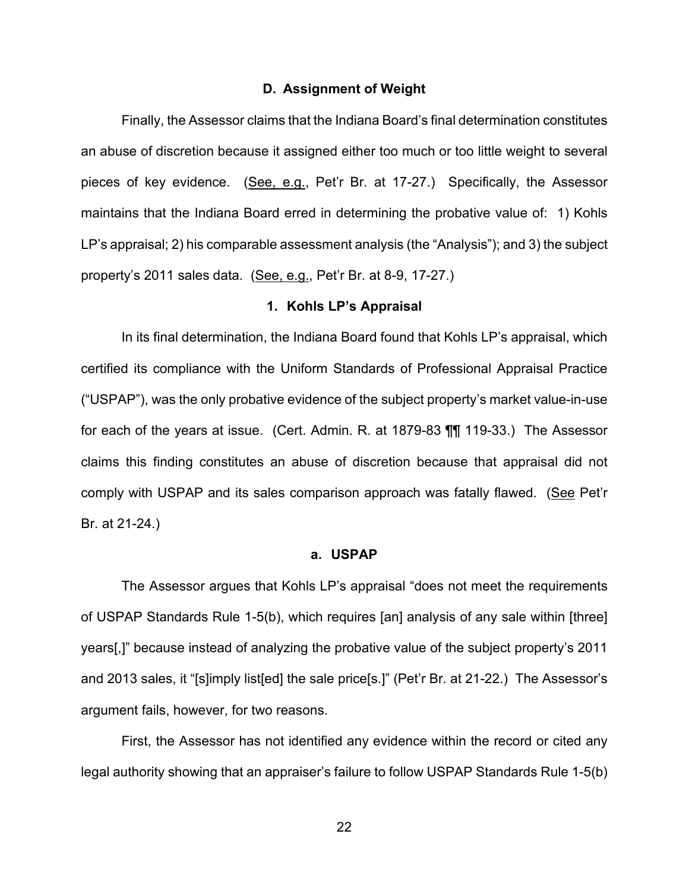### D. Assignment of Weight

Finally, the Assessor claims that the Indiana Board's final determination constitutes an abuse of discretion because it assigned either too much or too little weight to several pieces of key evidence. (See, e.g., Pet'r Br. at 17-27.) Specifically, the Assessor maintains that the Indiana Board erred in determining the probative value of: 1) Kohls LP's appraisal; 2) his comparable assessment analysis (the "Analysis"); and 3) the subject property's 2011 sales data. (See, e.g., Pet'r Br. at 8-9, 17-27.)

#### 1. Kohls LP's Appraisal

In its final determination, the Indiana Board found that Kohls LP's appraisal, which certified its compliance with the Uniform Standards of Professional Appraisal Practice ("USPAP"), was the only probative evidence of the subject property's market value-in-use for each of the years at issue. (Cert. Admin. R. at 1879-83 ¶¶ 119-33.) The Assessor claims this finding constitutes an abuse of discretion because that appraisal did not comply with USPAP and its sales comparison approach was fatally flawed. (See Pet'r Br. at 21-24.)

##### a. USPAP

The Assessor argues that Kohls LP's appraisal "does not meet the requirements of USPAP Standards Rule 1-5(b), which requires [an] analysis of any sale within [three] years[,]" because instead of analyzing the probative value of the subject property's 2011 and 2013 sales, it "[s]imply list[ed] the sale price[s.]" (Pet'r Br. at 21-22.) The Assessor's argument fails, however, for two reasons.

First, the Assessor has not identified any evidence within the record or cited any legal authority showing that an appraiser's failure to follow USPAP Standards Rule 1-5(b)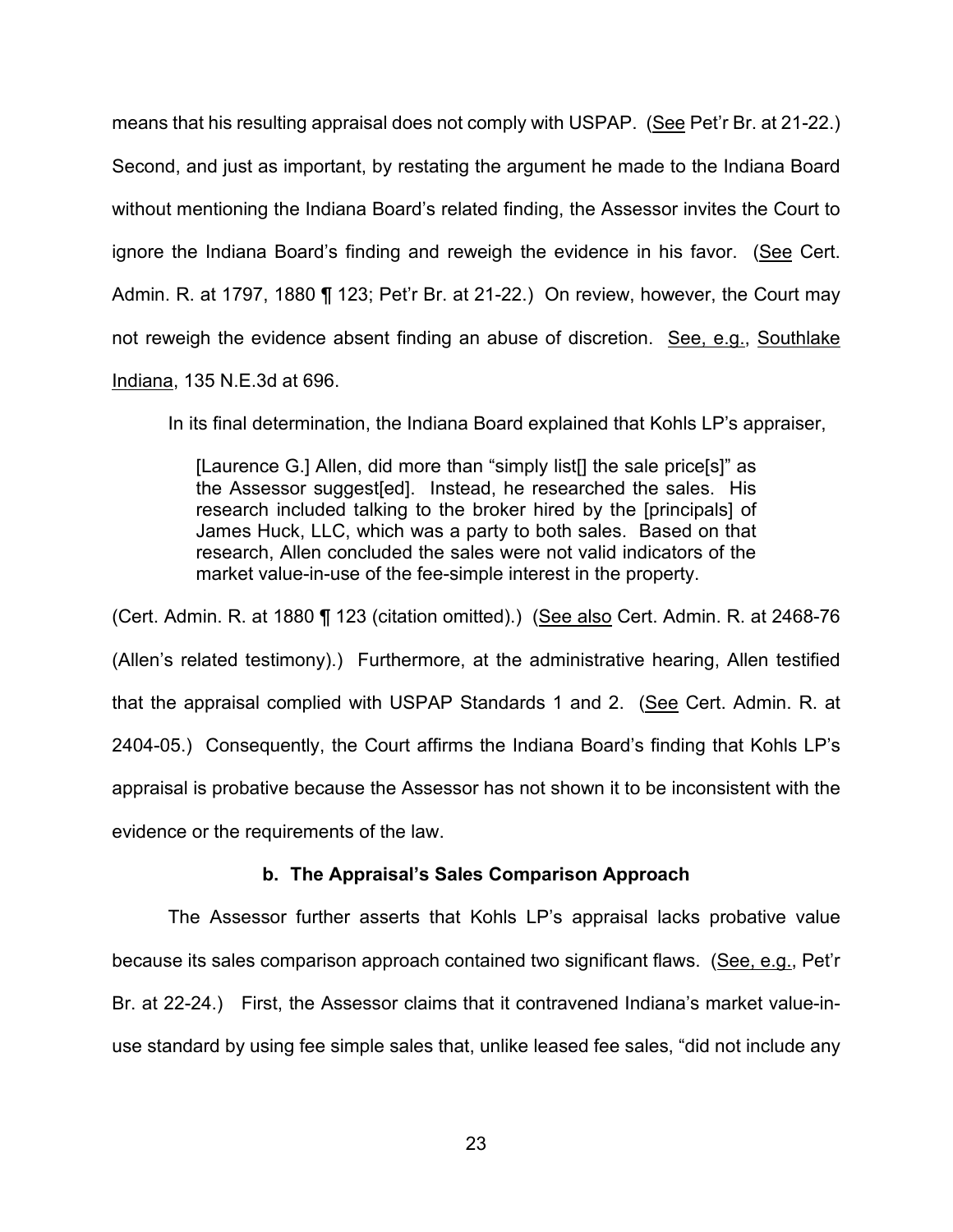means that his resulting appraisal does not comply with USPAP. (See Pet'r Br. at 21-22.) Second, and just as important, by restating the argument he made to the Indiana Board without mentioning the Indiana Board's related finding, the Assessor invites the Court to ignore the Indiana Board's finding and reweigh the evidence in his favor. (See Cert. Admin. R. at 1797, 1880 ¶ 123; Pet'r Br. at 21-22.) On review, however, the Court may not reweigh the evidence absent finding an abuse of discretion. See, e.g., Southlake Indiana, 135 N.E.3d at 696.

In its final determination, the Indiana Board explained that Kohls LP's appraiser,

> [Laurence G.] Allen, did more than "simply list[] the sale price[s]" as the Assessor suggest[ed]. Instead, he researched the sales. His research included talking to the broker hired by the [principals] of James Huck, LLC, which was a party to both sales. Based on that research, Allen concluded the sales were not valid indicators of the market value-in-use of the fee-simple interest in the property.

(Cert. Admin. R. at 1880 ¶ 123 (citation omitted).) (See also Cert. Admin. R. at 2468-76 (Allen's related testimony).) Furthermore, at the administrative hearing, Allen testified that the appraisal complied with USPAP Standards 1 and 2. (See Cert. Admin. R. at 2404-05.) Consequently, the Court affirms the Indiana Board's finding that Kohls LP's appraisal is probative because the Assessor has not shown it to be inconsistent with the evidence or the requirements of the law.

**b. The Appraisal's Sales Comparison Approach**

The Assessor further asserts that Kohls LP's appraisal lacks probative value because its sales comparison approach contained two significant flaws. (See, e.g., Pet'r Br. at 22-24.) First, the Assessor claims that it contravened Indiana's market value-in-use standard by using fee simple sales that, unlike leased fee sales, "did not include any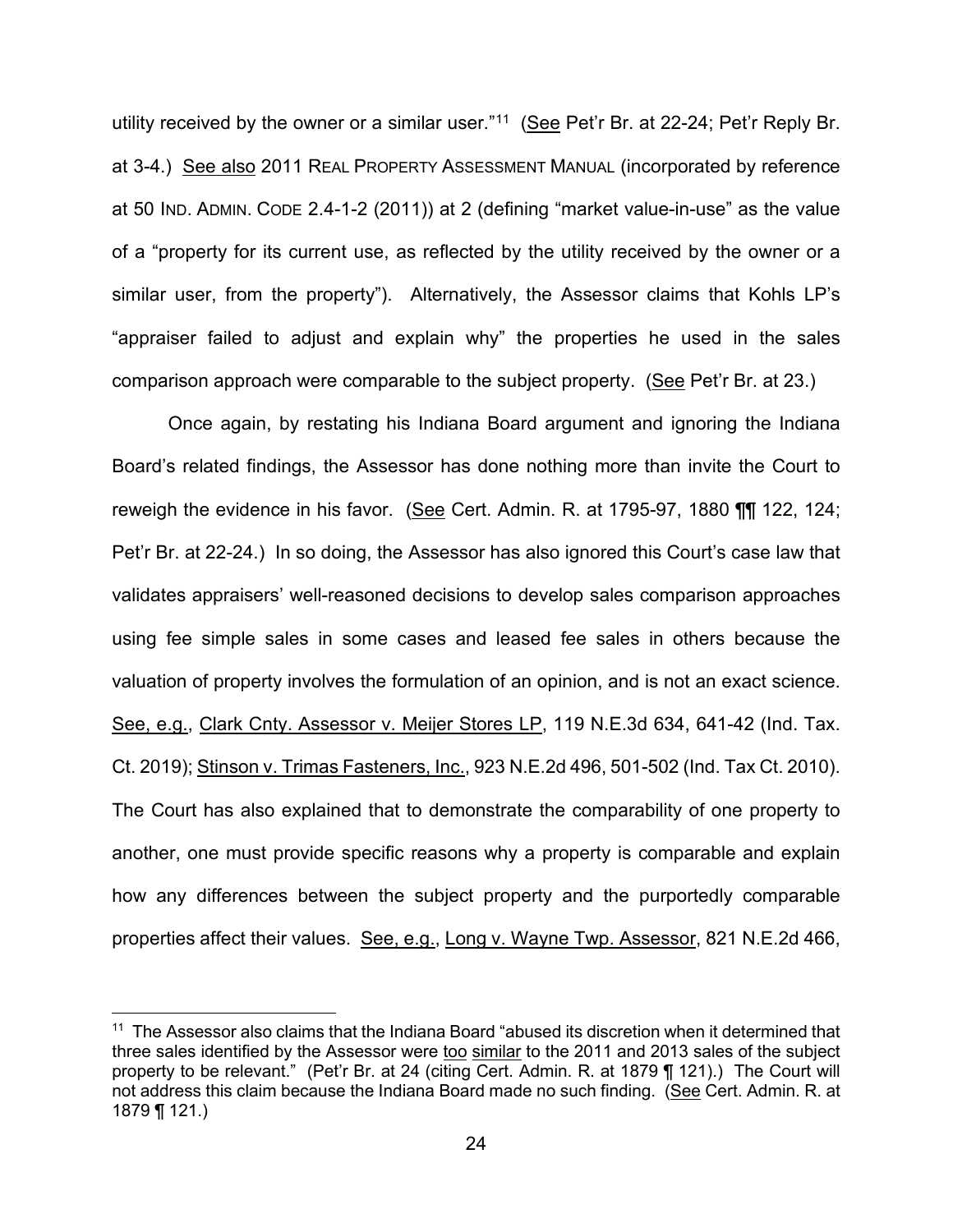utility received by the owner or a similar user."[11] (See Pet'r Br. at 22-24; Pet'r Reply Br. at 3-4.) See also 2011 REAL PROPERTY ASSESSMENT MANUAL (incorporated by reference at 50 IND. ADMIN. CODE 2.4-1-2 (2011)) at 2 (defining "market value-in-use" as the value of a "property for its current use, as reflected by the utility received by the owner or a similar user, from the property"). Alternatively, the Assessor claims that Kohls LP's "appraiser failed to adjust and explain why" the properties he used in the sales comparison approach were comparable to the subject property. (See Pet'r Br. at 23.)

Once again, by restating his Indiana Board argument and ignoring the Indiana Board's related findings, the Assessor has done nothing more than invite the Court to reweigh the evidence in his favor. (See Cert. Admin. R. at 1795-97, 1880 ¶¶ 122, 124; Pet'r Br. at 22-24.) In so doing, the Assessor has also ignored this Court's case law that validates appraisers' well-reasoned decisions to develop sales comparison approaches using fee simple sales in some cases and leased fee sales in others because the valuation of property involves the formulation of an opinion, and is not an exact science. See, e.g., Clark Cnty. Assessor v. Meijer Stores LP, 119 N.E.3d 634, 641-42 (Ind. Tax. Ct. 2019); Stinson v. Trimas Fasteners, Inc., 923 N.E.2d 496, 501-502 (Ind. Tax Ct. 2010). The Court has also explained that to demonstrate the comparability of one property to another, one must provide specific reasons why a property is comparable and explain how any differences between the subject property and the purportedly comparable properties affect their values. See, e.g., Long v. Wayne Twp. Assessor, 821 N.E.2d 466,

---

[11] The Assessor also claims that the Indiana Board "abused its discretion when it determined that three sales identified by the Assessor were too similar to the 2011 and 2013 sales of the subject property to be relevant." (Pet'r Br. at 24 (citing Cert. Admin. R. at 1879 ¶ 121).) The Court will not address this claim because the Indiana Board made no such finding. (See Cert. Admin. R. at 1879 ¶ 121.)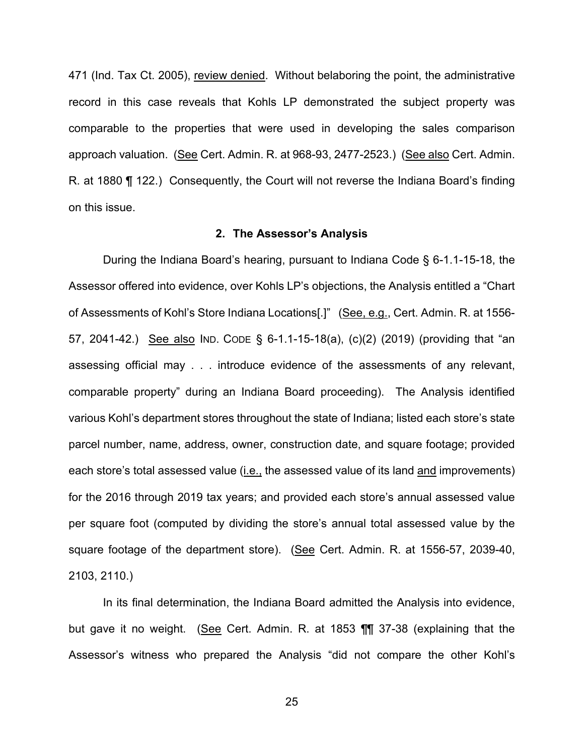471 (Ind. Tax Ct. 2005), review denied. Without belaboring the point, the administrative record in this case reveals that Kohls LP demonstrated the subject property was comparable to the properties that were used in developing the sales comparison approach valuation. (See Cert. Admin. R. at 968-93, 2477-2523.) (See also Cert. Admin. R. at 1880 ¶ 122.) Consequently, the Court will not reverse the Indiana Board's finding on this issue.

**2. The Assessor's Analysis**

During the Indiana Board's hearing, pursuant to Indiana Code § 6-1.1-15-18, the Assessor offered into evidence, over Kohls LP's objections, the Analysis entitled a "Chart of Assessments of Kohl's Store Indiana Locations[.]" (See, e.g., Cert. Admin. R. at 1556-57, 2041-42.) See also IND. CODE § 6-1.1-15-18(a), (c)(2) (2019) (providing that "an assessing official may . . . introduce evidence of the assessments of any relevant, comparable property" during an Indiana Board proceeding). The Analysis identified various Kohl's department stores throughout the state of Indiana; listed each store's state parcel number, name, address, owner, construction date, and square footage; provided each store's total assessed value (i.e., the assessed value of its land and improvements) for the 2016 through 2019 tax years; and provided each store's annual assessed value per square foot (computed by dividing the store's annual total assessed value by the square footage of the department store). (See Cert. Admin. R. at 1556-57, 2039-40, 2103, 2110.)

In its final determination, the Indiana Board admitted the Analysis into evidence, but gave it no weight. (See Cert. Admin. R. at 1853 ¶¶ 37-38 (explaining that the Assessor's witness who prepared the Analysis "did not compare the other Kohl's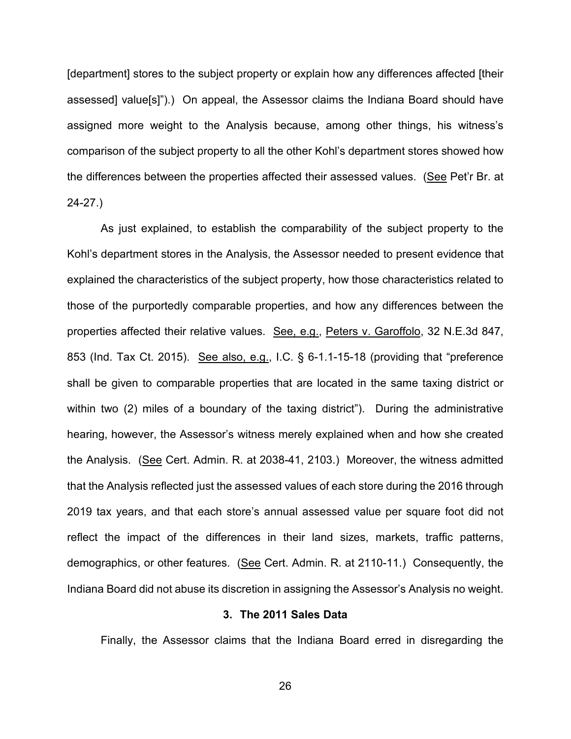[department] stores to the subject property or explain how any differences affected [their assessed] value[s]").) On appeal, the Assessor claims the Indiana Board should have assigned more weight to the Analysis because, among other things, his witness's comparison of the subject property to all the other Kohl's department stores showed how the differences between the properties affected their assessed values. (See Pet'r Br. at 24-27.)

As just explained, to establish the comparability of the subject property to the Kohl's department stores in the Analysis, the Assessor needed to present evidence that explained the characteristics of the subject property, how those characteristics related to those of the purportedly comparable properties, and how any differences between the properties affected their relative values. See, e.g., Peters v. Garoffolo, 32 N.E.3d 847, 853 (Ind. Tax Ct. 2015). See also, e.g., I.C. § 6-1.1-15-18 (providing that "preference shall be given to comparable properties that are located in the same taxing district or within two (2) miles of a boundary of the taxing district"). During the administrative hearing, however, the Assessor's witness merely explained when and how she created the Analysis. (See Cert. Admin. R. at 2038-41, 2103.) Moreover, the witness admitted that the Analysis reflected just the assessed values of each store during the 2016 through 2019 tax years, and that each store's annual assessed value per square foot did not reflect the impact of the differences in their land sizes, markets, traffic patterns, demographics, or other features. (See Cert. Admin. R. at 2110-11.) Consequently, the Indiana Board did not abuse its discretion in assigning the Assessor's Analysis no weight.

**3. The 2011 Sales Data**

Finally, the Assessor claims that the Indiana Board erred in disregarding the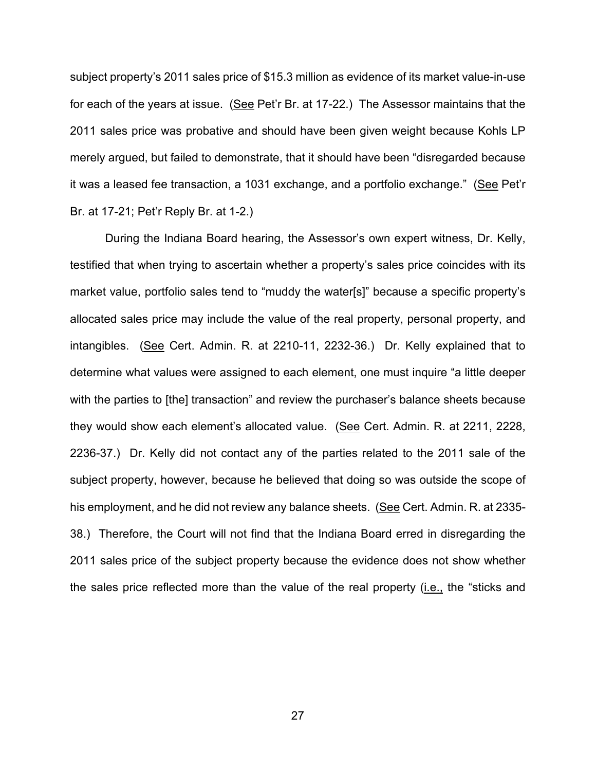subject property's 2011 sales price of $15.3 million as evidence of its market value-in-use for each of the years at issue. (See Pet'r Br. at 17-22.) The Assessor maintains that the 2011 sales price was probative and should have been given weight because Kohls LP merely argued, but failed to demonstrate, that it should have been "disregarded because it was a leased fee transaction, a 1031 exchange, and a portfolio exchange." (See Pet'r Br. at 17-21; Pet'r Reply Br. at 1-2.)

During the Indiana Board hearing, the Assessor's own expert witness, Dr. Kelly, testified that when trying to ascertain whether a property's sales price coincides with its market value, portfolio sales tend to "muddy the water[s]" because a specific property's allocated sales price may include the value of the real property, personal property, and intangibles. (See Cert. Admin. R. at 2210-11, 2232-36.) Dr. Kelly explained that to determine what values were assigned to each element, one must inquire "a little deeper with the parties to [the] transaction" and review the purchaser's balance sheets because they would show each element's allocated value. (See Cert. Admin. R. at 2211, 2228, 2236-37.) Dr. Kelly did not contact any of the parties related to the 2011 sale of the subject property, however, because he believed that doing so was outside the scope of his employment, and he did not review any balance sheets. (See Cert. Admin. R. at 2335-38.) Therefore, the Court will not find that the Indiana Board erred in disregarding the 2011 sales price of the subject property because the evidence does not show whether the sales price reflected more than the value of the real property (i.e., the "sticks and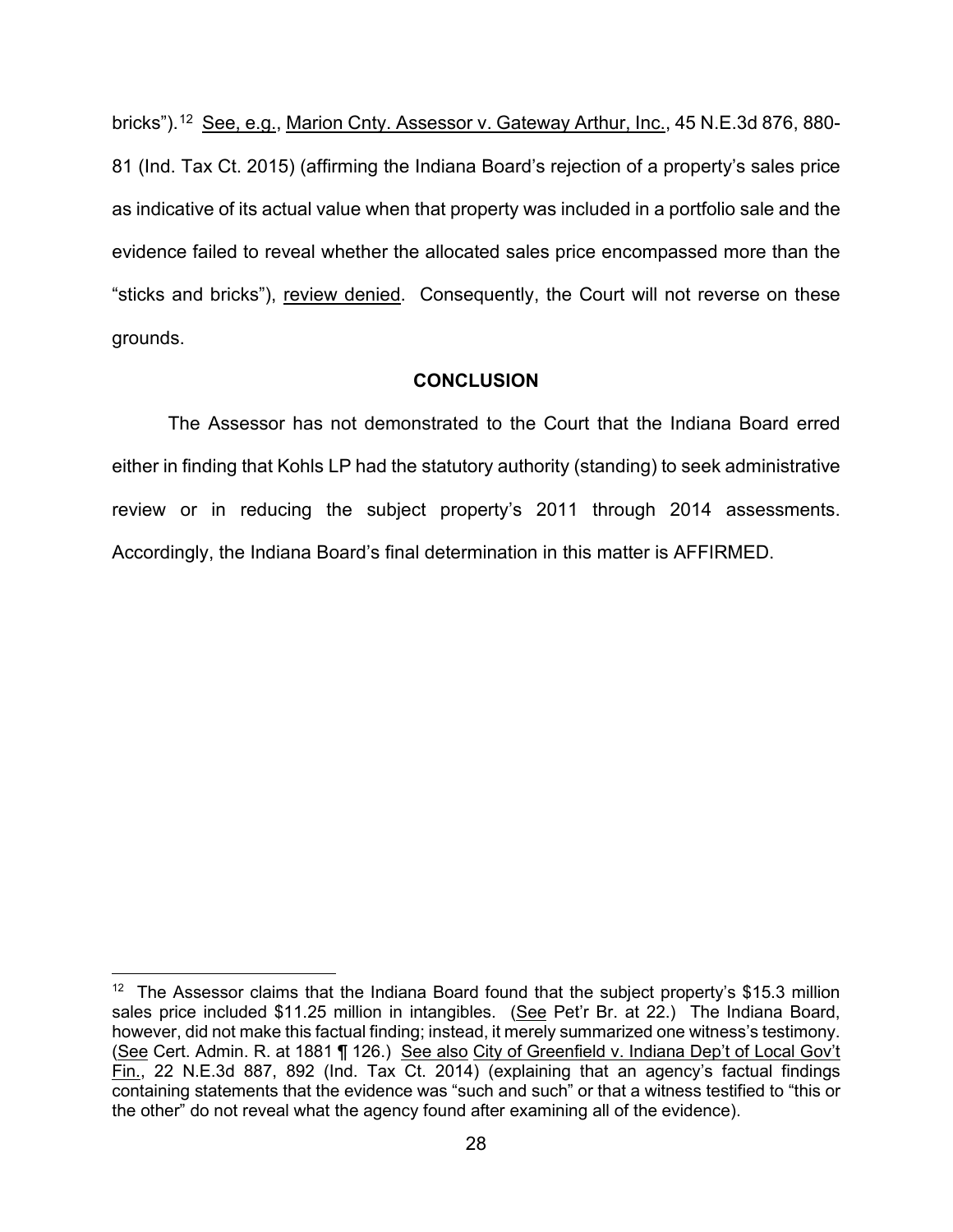bricks").[12] See, e.g., Marion Cnty. Assessor v. Gateway Arthur, Inc., 45 N.E.3d 876, 880-81 (Ind. Tax Ct. 2015) (affirming the Indiana Board's rejection of a property's sales price as indicative of its actual value when that property was included in a portfolio sale and the evidence failed to reveal whether the allocated sales price encompassed more than the "sticks and bricks"), review denied. Consequently, the Court will not reverse on these grounds.

**CONCLUSION**

The Assessor has not demonstrated to the Court that the Indiana Board erred either in finding that Kohls LP had the statutory authority (standing) to seek administrative review or in reducing the subject property's 2011 through 2014 assessments. Accordingly, the Indiana Board's final determination in this matter is AFFIRMED.

---

[12] The Assessor claims that the Indiana Board found that the subject property's $15.3 million sales price included $11.25 million in intangibles. (See Pet'r Br. at 22.) The Indiana Board, however, did not make this factual finding; instead, it merely summarized one witness's testimony. (See Cert. Admin. R. at 1881 ¶ 126.) See also City of Greenfield v. Indiana Dep't of Local Gov't Fin., 22 N.E.3d 887, 892 (Ind. Tax Ct. 2014) (explaining that an agency's factual findings containing statements that the evidence was "such and such" or that a witness testified to "this or the other" do not reveal what the agency found after examining all of the evidence).